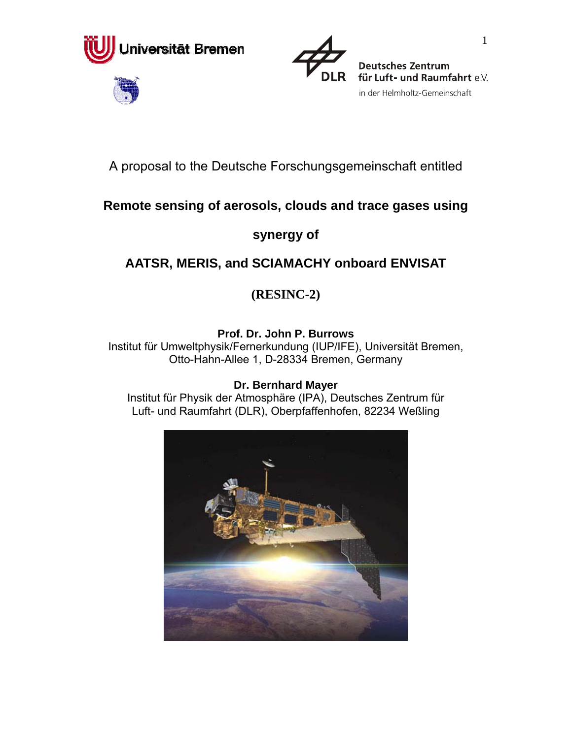Universität Bremen

Deutsches Zentrum für Luft- und Raumfahrt e.V.
in der Helmholtz-Gemeinschaft

A proposal to the Deutsche Forschungsgemeinschaft entitled

# Remote sensing of aerosols, clouds and trace gases using synergy of AATSR, MERIS, and SCIAMACHY onboard ENVISAT

## (RESINC-2)

**Prof. Dr. John P. Burrows**
Institut für Umweltphysik/Fernerkundung (IUP/IFE), Universität Bremen,
Otto-Hahn-Allee 1, D-28334 Bremen, Germany

**Dr. Bernhard Mayer**
Institut für Physik der Atmosphäre (IPA), Deutsches Zentrum für Luft- und Raumfahrt (DLR), Oberpfaffenhofen, 82234 Weßling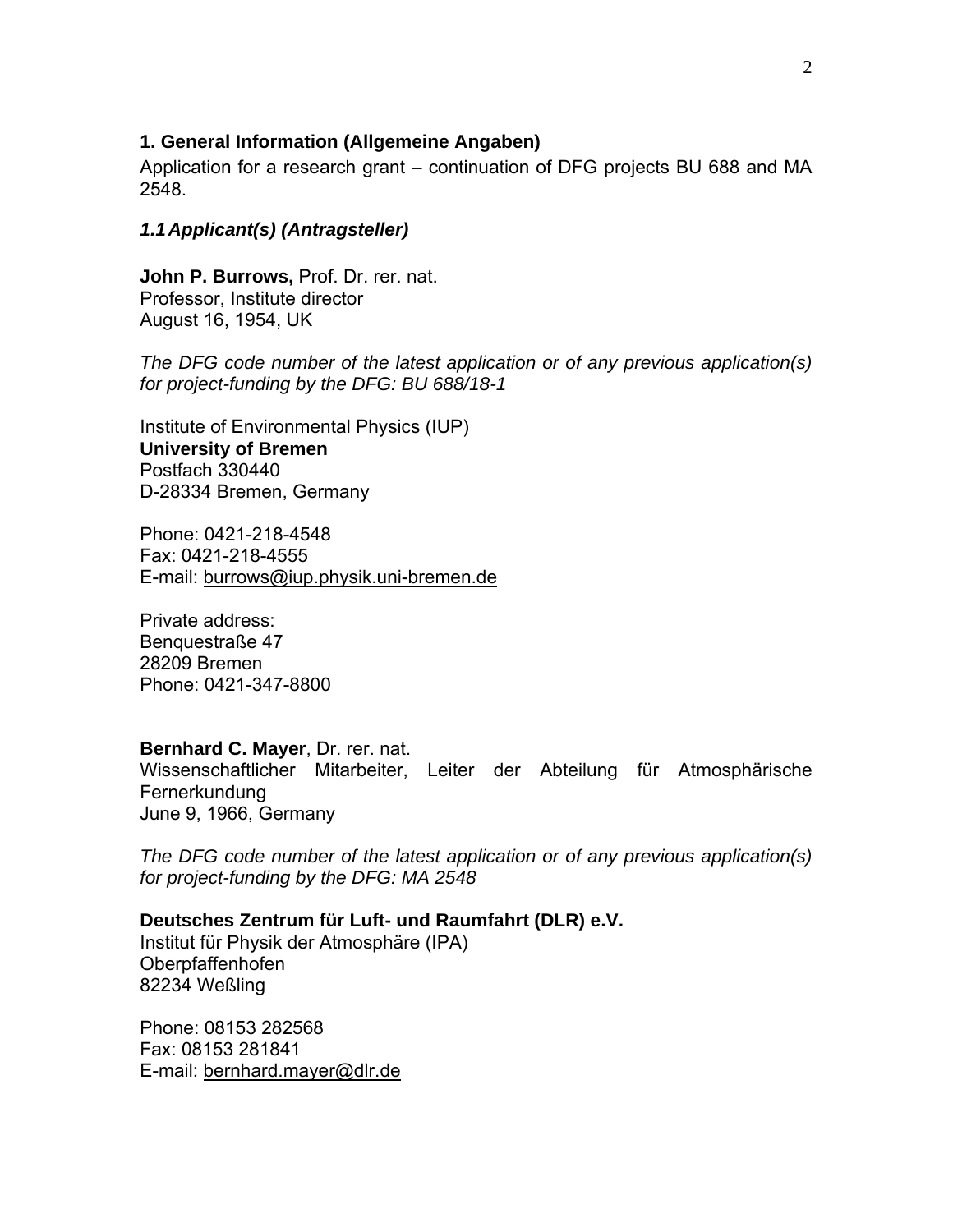## 1. General Information (Allgemeine Angaben)

Application for a research grant – continuation of DFG projects BU 688 and MA 2548.

### *1.1 Applicant(s) (Antragsteller)*

**John P. Burrows,** Prof. Dr. rer. nat.
Professor, Institute director
August 16, 1954, UK

*The DFG code number of the latest application or of any previous application(s) for project-funding by the DFG: BU 688/18-1*

Institute of Environmental Physics (IUP)
**University of Bremen**
Postfach 330440
D-28334 Bremen, Germany

Phone: 0421-218-4548
Fax: 0421-218-4555
E-mail: burrows@iup.physik.uni-bremen.de

Private address:
Benquestraße 47
28209 Bremen
Phone: 0421-347-8800

**Bernhard C. Mayer**, Dr. rer. nat.
Wissenschaftlicher Mitarbeiter, Leiter der Abteilung für Atmosphärische Fernerkundung
June 9, 1966, Germany

*The DFG code number of the latest application or of any previous application(s) for project-funding by the DFG: MA 2548*

**Deutsches Zentrum für Luft- und Raumfahrt (DLR) e.V.**
Institut für Physik der Atmosphäre (IPA)
Oberpfaffenhofen
82234 Weßling

Phone: 08153 282568
Fax: 08153 281841
E-mail: bernhard.mayer@dlr.de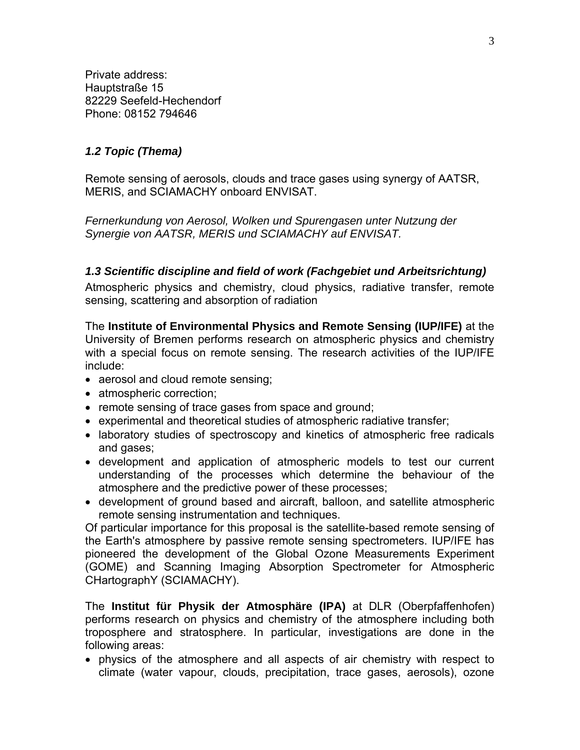Private address:
Hauptstraße 15
82229 Seefeld-Hechendorf
Phone: 08152 794646

### *1.2 Topic (Thema)*

Remote sensing of aerosols, clouds and trace gases using synergy of AATSR, MERIS, and SCIAMACHY onboard ENVISAT.

*Fernerkundung von Aerosol, Wolken und Spurengasen unter Nutzung der Synergie von AATSR, MERIS und SCIAMACHY auf ENVISAT.*

### *1.3 Scientific discipline and field of work (Fachgebiet und Arbeitsrichtung)*

Atmospheric physics and chemistry, cloud physics, radiative transfer, remote sensing, scattering and absorption of radiation

The **Institute of Environmental Physics and Remote Sensing (IUP/IFE)** at the University of Bremen performs research on atmospheric physics and chemistry with a special focus on remote sensing. The research activities of the IUP/IFE include:

- aerosol and cloud remote sensing;
- atmospheric correction;
- remote sensing of trace gases from space and ground;
- experimental and theoretical studies of atmospheric radiative transfer;
- laboratory studies of spectroscopy and kinetics of atmospheric free radicals and gases;
- development and application of atmospheric models to test our current understanding of the processes which determine the behaviour of the atmosphere and the predictive power of these processes;
- development of ground based and aircraft, balloon, and satellite atmospheric remote sensing instrumentation and techniques.

Of particular importance for this proposal is the satellite-based remote sensing of the Earth's atmosphere by passive remote sensing spectrometers. IUP/IFE has pioneered the development of the Global Ozone Measurements Experiment (GOME) and Scanning Imaging Absorption Spectrometer for Atmospheric CHartographY (SCIAMACHY).

The **Institut für Physik der Atmosphäre (IPA)** at DLR (Oberpfaffenhofen) performs research on physics and chemistry of the atmosphere including both troposphere and stratosphere. In particular, investigations are done in the following areas:

- physics of the atmosphere and all aspects of air chemistry with respect to climate (water vapour, clouds, precipitation, trace gases, aerosols), ozone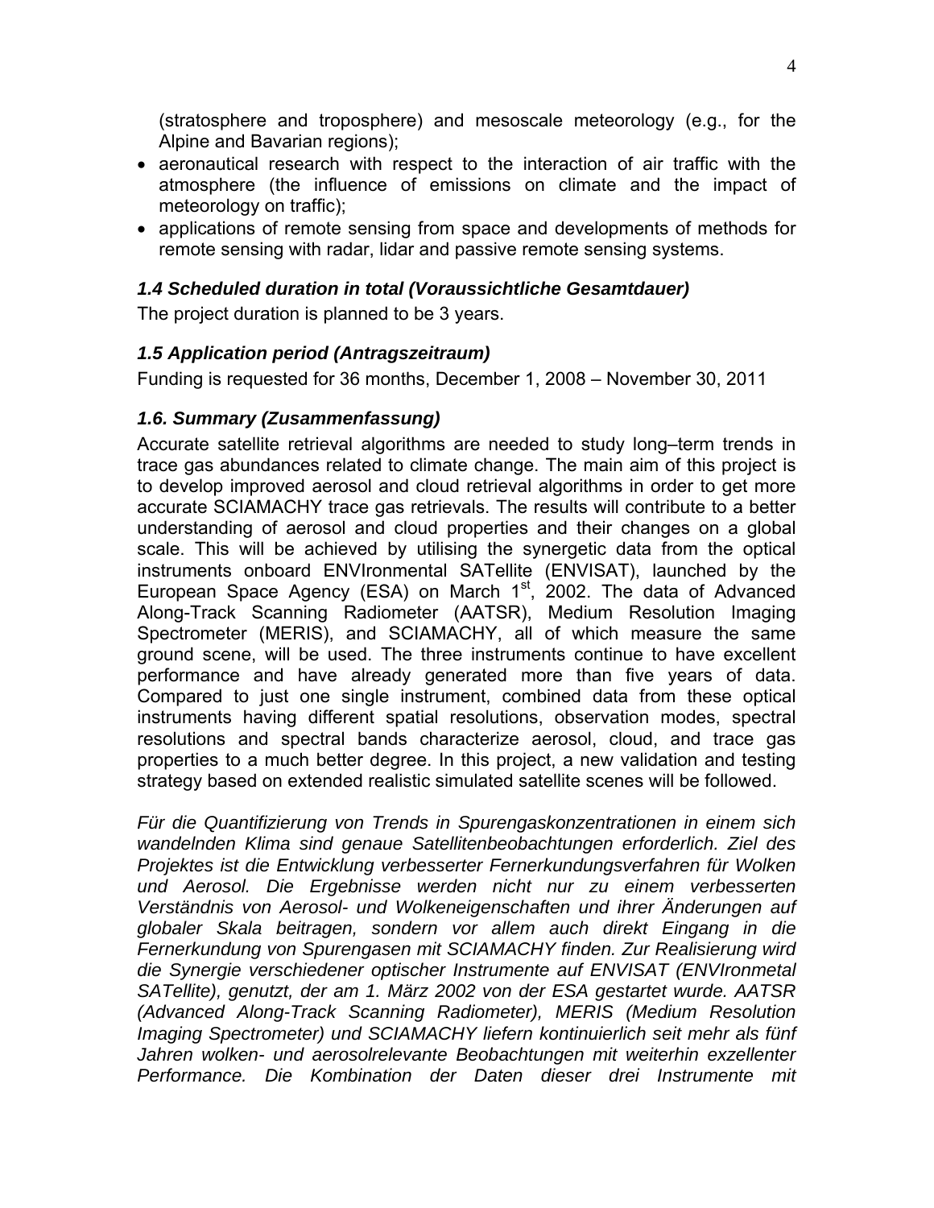(stratosphere and troposphere) and mesoscale meteorology (e.g., for the Alpine and Bavarian regions);

- aeronautical research with respect to the interaction of air traffic with the atmosphere (the influence of emissions on climate and the impact of meteorology on traffic);
- applications of remote sensing from space and developments of methods for remote sensing with radar, lidar and passive remote sensing systems.

### *1.4 Scheduled duration in total (Voraussichtliche Gesamtdauer)*

The project duration is planned to be 3 years.

### *1.5 Application period (Antragszeitraum)*

Funding is requested for 36 months, December 1, 2008 – November 30, 2011

### *1.6. Summary (Zusammenfassung)*

Accurate satellite retrieval algorithms are needed to study long–term trends in trace gas abundances related to climate change. The main aim of this project is to develop improved aerosol and cloud retrieval algorithms in order to get more accurate SCIAMACHY trace gas retrievals. The results will contribute to a better understanding of aerosol and cloud properties and their changes on a global scale. This will be achieved by utilising the synergetic data from the optical instruments onboard ENVIronmental SATellite (ENVISAT), launched by the European Space Agency (ESA) on March 1st, 2002. The data of Advanced Along-Track Scanning Radiometer (AATSR), Medium Resolution Imaging Spectrometer (MERIS), and SCIAMACHY, all of which measure the same ground scene, will be used. The three instruments continue to have excellent performance and have already generated more than five years of data. Compared to just one single instrument, combined data from these optical instruments having different spatial resolutions, observation modes, spectral resolutions and spectral bands characterize aerosol, cloud, and trace gas properties to a much better degree. In this project, a new validation and testing strategy based on extended realistic simulated satellite scenes will be followed.

*Für die Quantifizierung von Trends in Spurengaskonzentrationen in einem sich wandelnden Klima sind genaue Satellitenbeobachtungen erforderlich. Ziel des Projektes ist die Entwicklung verbesserter Fernerkundungsverfahren für Wolken und Aerosol. Die Ergebnisse werden nicht nur zu einem verbesserten Verständnis von Aerosol- und Wolkeneigenschaften und ihrer Änderungen auf globaler Skala beitragen, sondern vor allem auch direkt Eingang in die Fernerkundung von Spurengasen mit SCIAMACHY finden. Zur Realisierung wird die Synergie verschiedener optischer Instrumente auf ENVISAT (ENVIronmetal SATellite), genutzt, der am 1. März 2002 von der ESA gestartet wurde. AATSR (Advanced Along-Track Scanning Radiometer), MERIS (Medium Resolution Imaging Spectrometer) und SCIAMACHY liefern kontinuierlich seit mehr als fünf Jahren wolken- und aerosolrelevante Beobachtungen mit weiterhin exzellenter Performance. Die Kombination der Daten dieser drei Instrumente mit*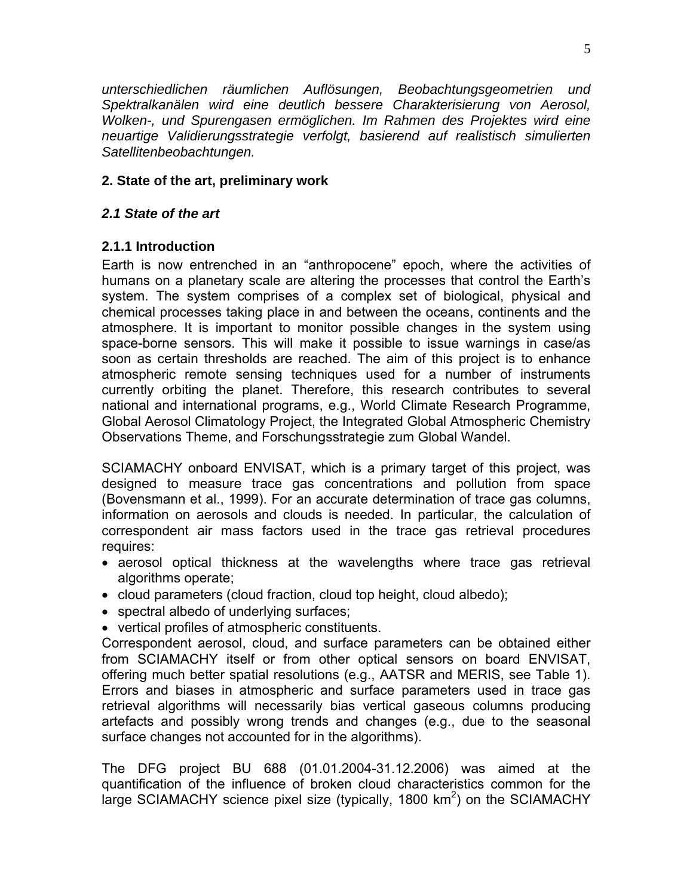*unterschiedlichen räumlichen Auflösungen, Beobachtungsgeometrien und Spektralkanälen wird eine deutlich bessere Charakterisierung von Aerosol, Wolken-, und Spurengasen ermöglichen. Im Rahmen des Projektes wird eine neuartige Validierungsstrategie verfolgt, basierend auf realistisch simulierten Satellitenbeobachtungen.*

## 2. State of the art, preliminary work

### *2.1 State of the art*

#### 2.1.1 Introduction

Earth is now entrenched in an “anthropocene” epoch, where the activities of humans on a planetary scale are altering the processes that control the Earth’s system. The system comprises of a complex set of biological, physical and chemical processes taking place in and between the oceans, continents and the atmosphere. It is important to monitor possible changes in the system using space-borne sensors. This will make it possible to issue warnings in case/as soon as certain thresholds are reached. The aim of this project is to enhance atmospheric remote sensing techniques used for a number of instruments currently orbiting the planet. Therefore, this research contributes to several national and international programs, e.g., World Climate Research Programme, Global Aerosol Climatology Project, the Integrated Global Atmospheric Chemistry Observations Theme, and Forschungsstrategie zum Global Wandel.

SCIAMACHY onboard ENVISAT, which is a primary target of this project, was designed to measure trace gas concentrations and pollution from space (Bovensmann et al., 1999). For an accurate determination of trace gas columns, information on aerosols and clouds is needed. In particular, the calculation of correspondent air mass factors used in the trace gas retrieval procedures requires:

- aerosol optical thickness at the wavelengths where trace gas retrieval algorithms operate;
- cloud parameters (cloud fraction, cloud top height, cloud albedo);
- spectral albedo of underlying surfaces;
- vertical profiles of atmospheric constituents.

Correspondent aerosol, cloud, and surface parameters can be obtained either from SCIAMACHY itself or from other optical sensors on board ENVISAT, offering much better spatial resolutions (e.g., AATSR and MERIS, see Table 1). Errors and biases in atmospheric and surface parameters used in trace gas retrieval algorithms will necessarily bias vertical gaseous columns producing artefacts and possibly wrong trends and changes (e.g., due to the seasonal surface changes not accounted for in the algorithms).

The DFG project BU 688 (01.01.2004-31.12.2006) was aimed at the quantification of the influence of broken cloud characteristics common for the large SCIAMACHY science pixel size (typically, 1800 $km^2$) on the SCIAMACHY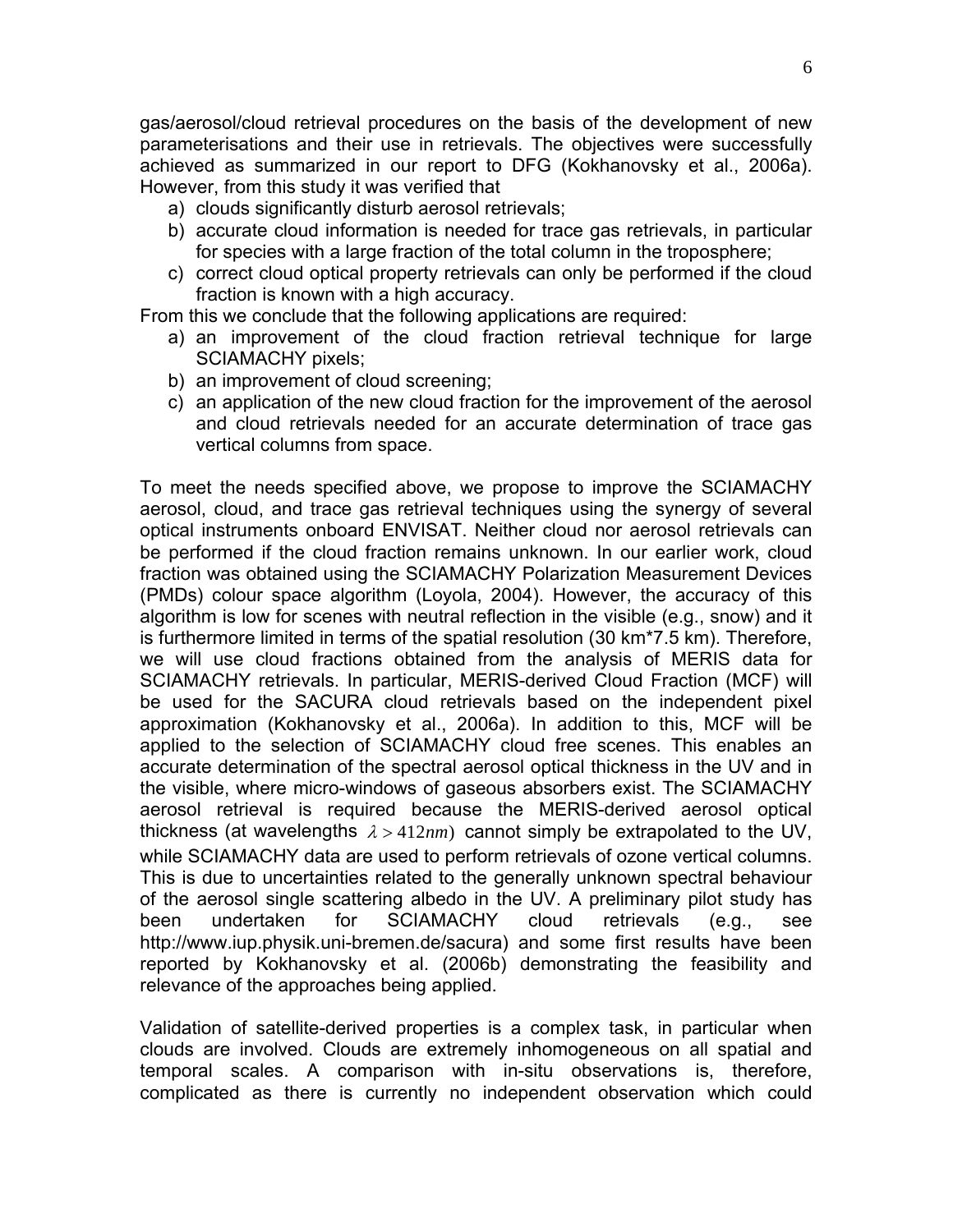gas/aerosol/cloud retrieval procedures on the basis of the development of new parameterisations and their use in retrievals. The objectives were successfully achieved as summarized in our report to DFG (Kokhanovsky et al., 2006a). However, from this study it was verified that

a) clouds significantly disturb aerosol retrievals;
b) accurate cloud information is needed for trace gas retrievals, in particular for species with a large fraction of the total column in the troposphere;
c) correct cloud optical property retrievals can only be performed if the cloud fraction is known with a high accuracy.

From this we conclude that the following applications are required:

a) an improvement of the cloud fraction retrieval technique for large SCIAMACHY pixels;
b) an improvement of cloud screening;
c) an application of the new cloud fraction for the improvement of the aerosol and cloud retrievals needed for an accurate determination of trace gas vertical columns from space.

To meet the needs specified above, we propose to improve the SCIAMACHY aerosol, cloud, and trace gas retrieval techniques using the synergy of several optical instruments onboard ENVISAT. Neither cloud nor aerosol retrievals can be performed if the cloud fraction remains unknown. In our earlier work, cloud fraction was obtained using the SCIAMACHY Polarization Measurement Devices (PMDs) colour space algorithm (Loyola, 2004). However, the accuracy of this algorithm is low for scenes with neutral reflection in the visible (e.g., snow) and it is furthermore limited in terms of the spatial resolution (30 km*7.5 km). Therefore, we will use cloud fractions obtained from the analysis of MERIS data for SCIAMACHY retrievals. In particular, MERIS-derived Cloud Fraction (MCF) will be used for the SACURA cloud retrievals based on the independent pixel approximation (Kokhanovsky et al., 2006a). In addition to this, MCF will be applied to the selection of SCIAMACHY cloud free scenes. This enables an accurate determination of the spectral aerosol optical thickness in the UV and in the visible, where micro-windows of gaseous absorbers exist. The SCIAMACHY aerosol retrieval is required because the MERIS-derived aerosol optical thickness (at wavelengths $\lambda > 412nm$) cannot simply be extrapolated to the UV, while SCIAMACHY data are used to perform retrievals of ozone vertical columns. This is due to uncertainties related to the generally unknown spectral behaviour of the aerosol single scattering albedo in the UV. A preliminary pilot study has been undertaken for SCIAMACHY cloud retrievals (e.g., see http://www.iup.physik.uni-bremen.de/sacura) and some first results have been reported by Kokhanovsky et al. (2006b) demonstrating the feasibility and relevance of the approaches being applied.

Validation of satellite-derived properties is a complex task, in particular when clouds are involved. Clouds are extremely inhomogeneous on all spatial and temporal scales. A comparison with in-situ observations is, therefore, complicated as there is currently no independent observation which could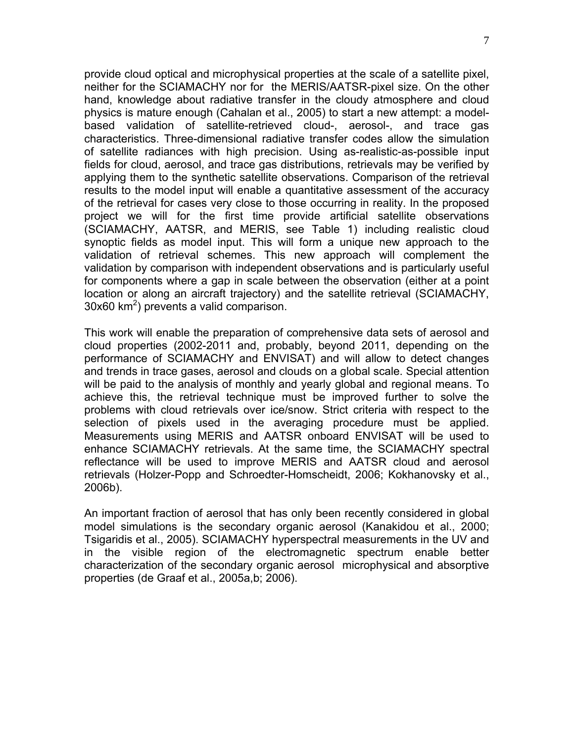provide cloud optical and microphysical properties at the scale of a satellite pixel, neither for the SCIAMACHY nor for the MERIS/AATSR-pixel size. On the other hand, knowledge about radiative transfer in the cloudy atmosphere and cloud physics is mature enough (Cahalan et al., 2005) to start a new attempt: a model-based validation of satellite-retrieved cloud-, aerosol-, and trace gas characteristics. Three-dimensional radiative transfer codes allow the simulation of satellite radiances with high precision. Using as-realistic-as-possible input fields for cloud, aerosol, and trace gas distributions, retrievals may be verified by applying them to the synthetic satellite observations. Comparison of the retrieval results to the model input will enable a quantitative assessment of the accuracy of the retrieval for cases very close to those occurring in reality. In the proposed project we will for the first time provide artificial satellite observations (SCIAMACHY, AATSR, and MERIS, see Table 1) including realistic cloud synoptic fields as model input. This will form a unique new approach to the validation of retrieval schemes. This new approach will complement the validation by comparison with independent observations and is particularly useful for components where a gap in scale between the observation (either at a point location or along an aircraft trajectory) and the satellite retrieval (SCIAMACHY, 30x60 $km^2$) prevents a valid comparison.

This work will enable the preparation of comprehensive data sets of aerosol and cloud properties (2002-2011 and, probably, beyond 2011, depending on the performance of SCIAMACHY and ENVISAT) and will allow to detect changes and trends in trace gases, aerosol and clouds on a global scale. Special attention will be paid to the analysis of monthly and yearly global and regional means. To achieve this, the retrieval technique must be improved further to solve the problems with cloud retrievals over ice/snow. Strict criteria with respect to the selection of pixels used in the averaging procedure must be applied. Measurements using MERIS and AATSR onboard ENVISAT will be used to enhance SCIAMACHY retrievals. At the same time, the SCIAMACHY spectral reflectance will be used to improve MERIS and AATSR cloud and aerosol retrievals (Holzer-Popp and Schroedter-Homscheidt, 2006; Kokhanovsky et al., 2006b).

An important fraction of aerosol that has only been recently considered in global model simulations is the secondary organic aerosol (Kanakidou et al., 2000; Tsigaridis et al., 2005). SCIAMACHY hyperspectral measurements in the UV and in the visible region of the electromagnetic spectrum enable better characterization of the secondary organic aerosol microphysical and absorptive properties (de Graaf et al., 2005a,b; 2006).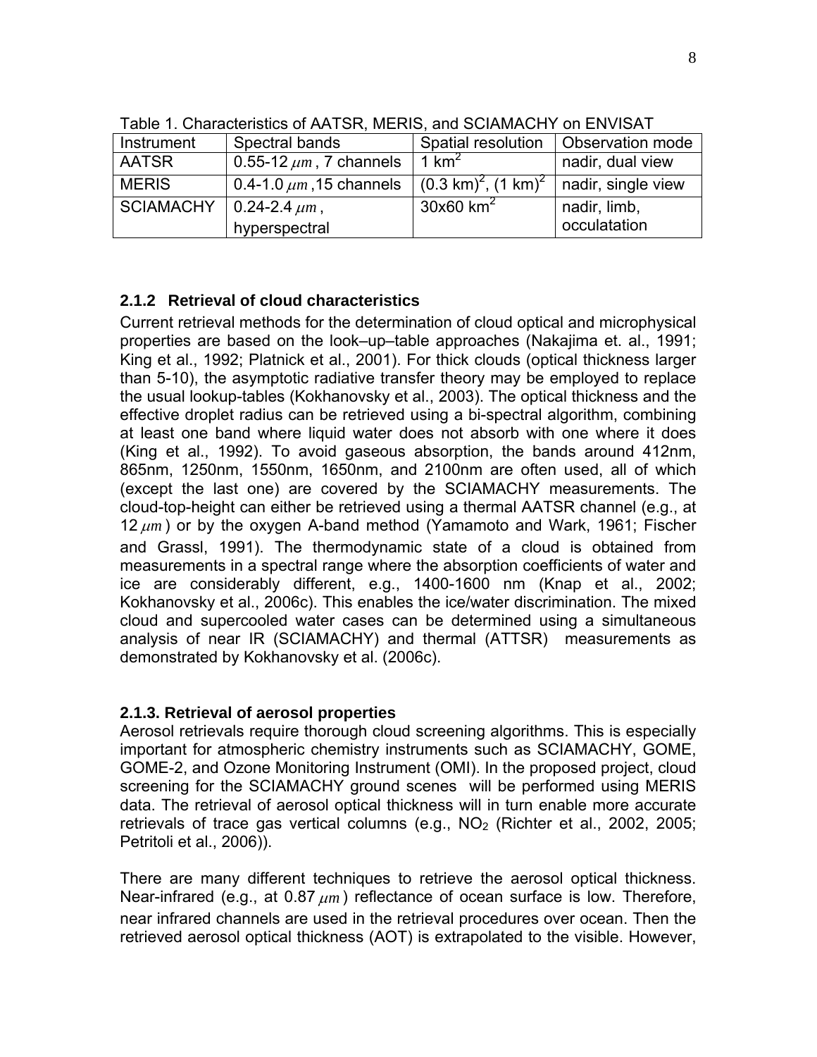Table 1. Characteristics of AATSR, MERIS, and SCIAMACHY on ENVISAT

| Instrument | Spectral bands | Spatial resolution | Observation mode |
|---|---|---|---|
| AATSR | 0.55-12 $\mu m$ , 7 channels | 1 km$^2$ | nadir, dual view |
| MERIS | 0.4-1.0 $\mu m$ ,15 channels | (0.3 km)$^2$, (1 km)$^2$ | nadir, single view |
| SCIAMACHY | 0.24-2.4 $\mu m$ , hyperspectral | 30x60 km$^2$ | nadir, limb, occulatation |

### 2.1.2 Retrieval of cloud characteristics

Current retrieval methods for the determination of cloud optical and microphysical properties are based on the look–up–table approaches (Nakajima et. al., 1991; King et al., 1992; Platnick et al., 2001). For thick clouds (optical thickness larger than 5-10), the asymptotic radiative transfer theory may be employed to replace the usual lookup-tables (Kokhanovsky et al., 2003). The optical thickness and the effective droplet radius can be retrieved using a bi-spectral algorithm, combining at least one band where liquid water does not absorb with one where it does (King et al., 1992). To avoid gaseous absorption, the bands around 412nm, 865nm, 1250nm, 1550nm, 1650nm, and 2100nm are often used, all of which (except the last one) are covered by the SCIAMACHY measurements. The cloud-top-height can either be retrieved using a thermal AATSR channel (e.g., at 12 $\mu m$ ) or by the oxygen A-band method (Yamamoto and Wark, 1961; Fischer and Grassl, 1991). The thermodynamic state of a cloud is obtained from measurements in a spectral range where the absorption coefficients of water and ice are considerably different, e.g., 1400-1600 nm (Knap et al., 2002; Kokhanovsky et al., 2006c). This enables the ice/water discrimination. The mixed cloud and supercooled water cases can be determined using a simultaneous analysis of near IR (SCIAMACHY) and thermal (ATTSR) measurements as demonstrated by Kokhanovsky et al. (2006c).

### 2.1.3. Retrieval of aerosol properties

Aerosol retrievals require thorough cloud screening algorithms. This is especially important for atmospheric chemistry instruments such as SCIAMACHY, GOME, GOME-2, and Ozone Monitoring Instrument (OMI). In the proposed project, cloud screening for the SCIAMACHY ground scenes will be performed using MERIS data. The retrieval of aerosol optical thickness will in turn enable more accurate retrievals of trace gas vertical columns (e.g., $NO_2$ (Richter et al., 2002, 2005; Petritoli et al., 2006)).

There are many different techniques to retrieve the aerosol optical thickness. Near-infrared (e.g., at 0.87 $\mu m$ ) reflectance of ocean surface is low. Therefore, near infrared channels are used in the retrieval procedures over ocean. Then the retrieved aerosol optical thickness (AOT) is extrapolated to the visible. However,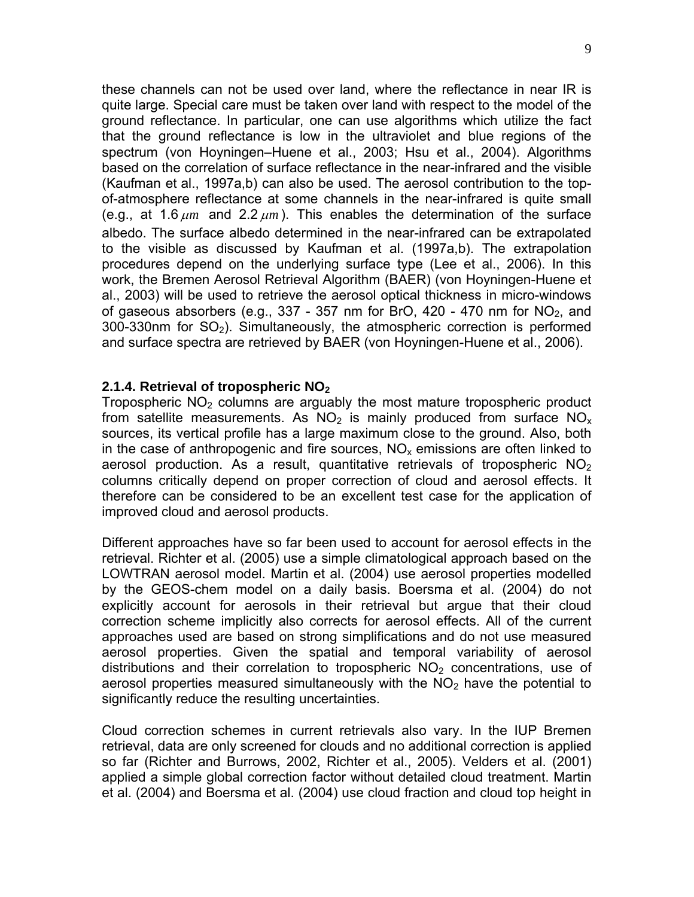these channels can not be used over land, where the reflectance in near IR is quite large. Special care must be taken over land with respect to the model of the ground reflectance. In particular, one can use algorithms which utilize the fact that the ground reflectance is low in the ultraviolet and blue regions of the spectrum (von Hoyningen–Huene et al., 2003; Hsu et al., 2004). Algorithms based on the correlation of surface reflectance in the near-infrared and the visible (Kaufman et al., 1997a,b) can also be used. The aerosol contribution to the top-of-atmosphere reflectance at some channels in the near-infrared is quite small (e.g., at 1.6 $\mu m$ and 2.2 $\mu m$). This enables the determination of the surface albedo. The surface albedo determined in the near-infrared can be extrapolated to the visible as discussed by Kaufman et al. (1997a,b). The extrapolation procedures depend on the underlying surface type (Lee et al., 2006). In this work, the Bremen Aerosol Retrieval Algorithm (BAER) (von Hoyningen-Huene et al., 2003) will be used to retrieve the aerosol optical thickness in micro-windows of gaseous absorbers (e.g., 337 - 357 nm for BrO, 420 - 470 nm for $NO_2$, and 300-330nm for $SO_2$). Simultaneously, the atmospheric correction is performed and surface spectra are retrieved by BAER (von Hoyningen-Huene et al., 2006).

### 2.1.4. Retrieval of tropospheric $NO_2$

Tropospheric $NO_2$ columns are arguably the most mature tropospheric product from satellite measurements. As $NO_2$ is mainly produced from surface $NO_x$ sources, its vertical profile has a large maximum close to the ground. Also, both in the case of anthropogenic and fire sources, $NO_x$ emissions are often linked to aerosol production. As a result, quantitative retrievals of tropospheric $NO_2$ columns critically depend on proper correction of cloud and aerosol effects. It therefore can be considered to be an excellent test case for the application of improved cloud and aerosol products.

Different approaches have so far been used to account for aerosol effects in the retrieval. Richter et al. (2005) use a simple climatological approach based on the LOWTRAN aerosol model. Martin et al. (2004) use aerosol properties modelled by the GEOS-chem model on a daily basis. Boersma et al. (2004) do not explicitly account for aerosols in their retrieval but argue that their cloud correction scheme implicitly also corrects for aerosol effects. All of the current approaches used are based on strong simplifications and do not use measured aerosol properties. Given the spatial and temporal variability of aerosol distributions and their correlation to tropospheric $NO_2$ concentrations, use of aerosol properties measured simultaneously with the $NO_2$ have the potential to significantly reduce the resulting uncertainties.

Cloud correction schemes in current retrievals also vary. In the IUP Bremen retrieval, data are only screened for clouds and no additional correction is applied so far (Richter and Burrows, 2002, Richter et al., 2005). Velders et al. (2001) applied a simple global correction factor without detailed cloud treatment. Martin et al. (2004) and Boersma et al. (2004) use cloud fraction and cloud top height in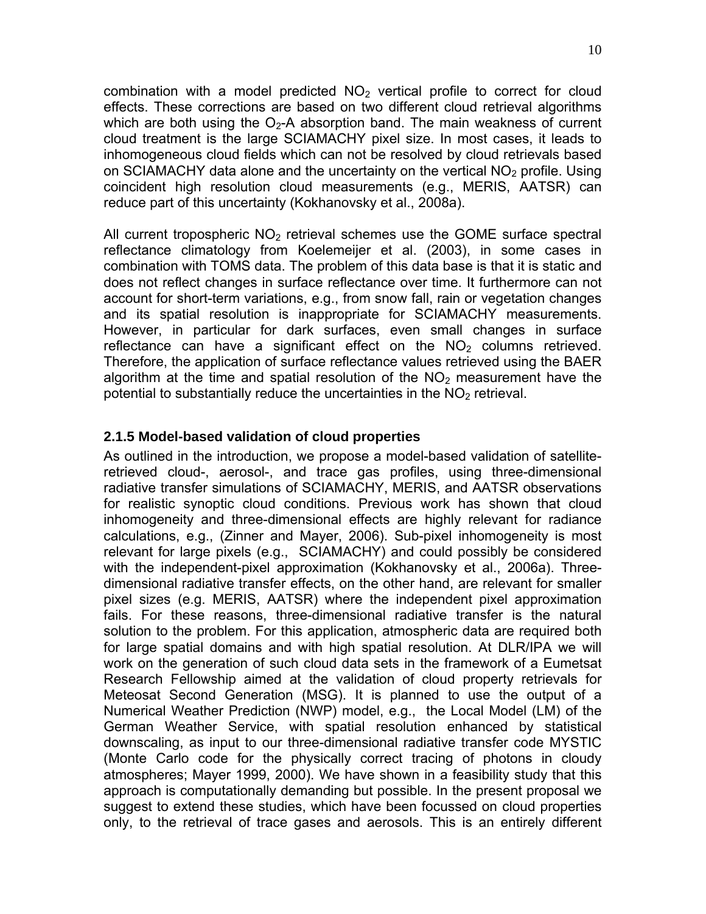combination with a model predicted $NO_2$ vertical profile to correct for cloud effects. These corrections are based on two different cloud retrieval algorithms which are both using the $O_2$-A absorption band. The main weakness of current cloud treatment is the large SCIAMACHY pixel size. In most cases, it leads to inhomogeneous cloud fields which can not be resolved by cloud retrievals based on SCIAMACHY data alone and the uncertainty on the vertical $NO_2$ profile. Using coincident high resolution cloud measurements (e.g., MERIS, AATSR) can reduce part of this uncertainty (Kokhanovsky et al., 2008a).

All current tropospheric $NO_2$ retrieval schemes use the GOME surface spectral reflectance climatology from Koelemeijer et al. (2003), in some cases in combination with TOMS data. The problem of this data base is that it is static and does not reflect changes in surface reflectance over time. It furthermore can not account for short-term variations, e.g., from snow fall, rain or vegetation changes and its spatial resolution is inappropriate for SCIAMACHY measurements. However, in particular for dark surfaces, even small changes in surface reflectance can have a significant effect on the $NO_2$ columns retrieved. Therefore, the application of surface reflectance values retrieved using the BAER algorithm at the time and spatial resolution of the $NO_2$ measurement have the potential to substantially reduce the uncertainties in the $NO_2$ retrieval.

### 2.1.5 Model-based validation of cloud properties

As outlined in the introduction, we propose a model-based validation of satellite-retrieved cloud-, aerosol-, and trace gas profiles, using three-dimensional radiative transfer simulations of SCIAMACHY, MERIS, and AATSR observations for realistic synoptic cloud conditions. Previous work has shown that cloud inhomogeneity and three-dimensional effects are highly relevant for radiance calculations, e.g., (Zinner and Mayer, 2006). Sub-pixel inhomogeneity is most relevant for large pixels (e.g., SCIAMACHY) and could possibly be considered with the independent-pixel approximation (Kokhanovsky et al., 2006a). Three-dimensional radiative transfer effects, on the other hand, are relevant for smaller pixel sizes (e.g. MERIS, AATSR) where the independent pixel approximation fails. For these reasons, three-dimensional radiative transfer is the natural solution to the problem. For this application, atmospheric data are required both for large spatial domains and with high spatial resolution. At DLR/IPA we will work on the generation of such cloud data sets in the framework of a Eumetsat Research Fellowship aimed at the validation of cloud property retrievals for Meteosat Second Generation (MSG). It is planned to use the output of a Numerical Weather Prediction (NWP) model, e.g., the Local Model (LM) of the German Weather Service, with spatial resolution enhanced by statistical downscaling, as input to our three-dimensional radiative transfer code MYSTIC (Monte Carlo code for the physically correct tracing of photons in cloudy atmospheres; Mayer 1999, 2000). We have shown in a feasibility study that this approach is computationally demanding but possible. In the present proposal we suggest to extend these studies, which have been focussed on cloud properties only, to the retrieval of trace gases and aerosols. This is an entirely different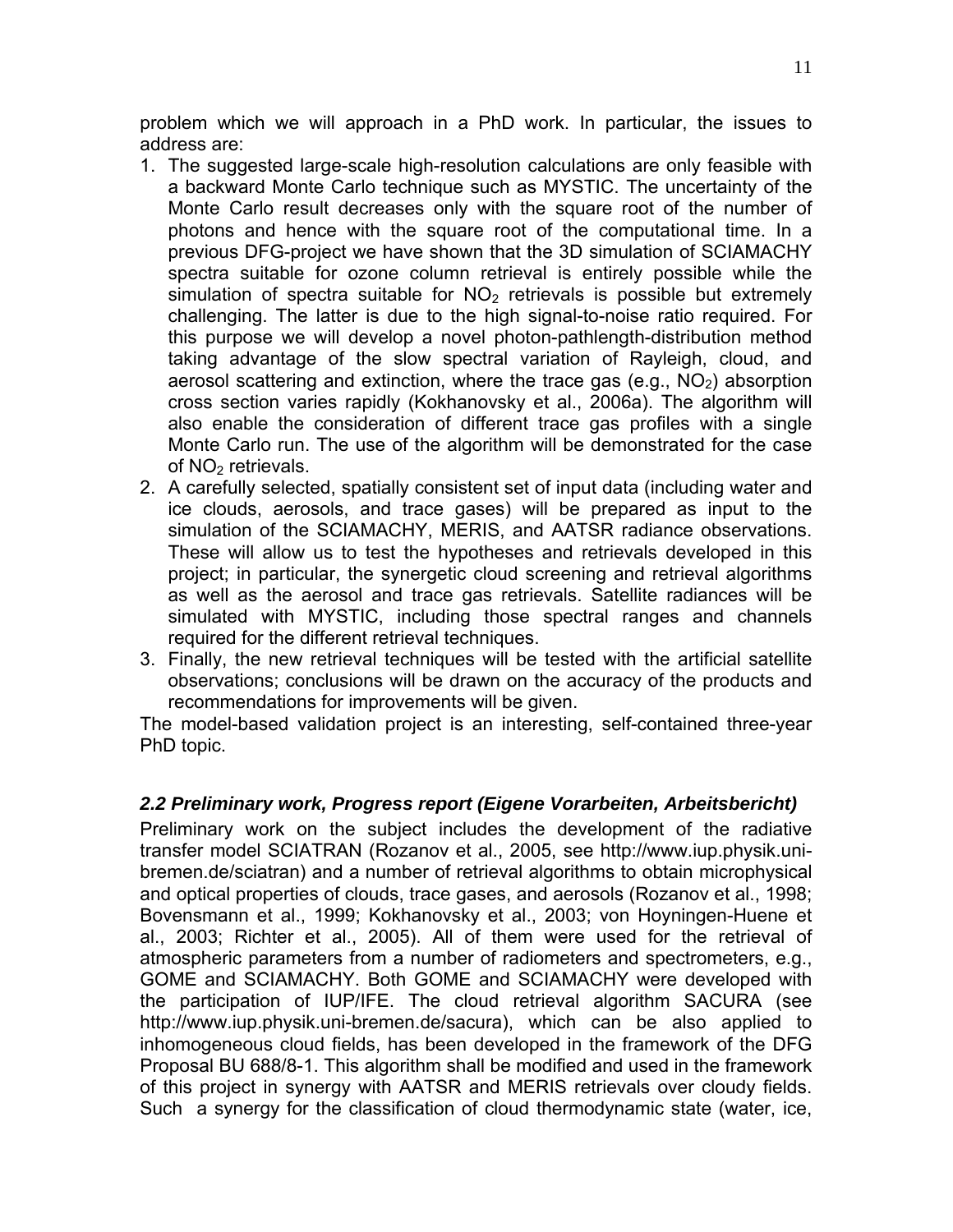problem which we will approach in a PhD work. In particular, the issues to address are:

1. The suggested large-scale high-resolution calculations are only feasible with a backward Monte Carlo technique such as MYSTIC. The uncertainty of the Monte Carlo result decreases only with the square root of the number of photons and hence with the square root of the computational time. In a previous DFG-project we have shown that the 3D simulation of SCIAMACHY spectra suitable for ozone column retrieval is entirely possible while the simulation of spectra suitable for $NO_2$ retrievals is possible but extremely challenging. The latter is due to the high signal-to-noise ratio required. For this purpose we will develop a novel photon-pathlength-distribution method taking advantage of the slow spectral variation of Rayleigh, cloud, and aerosol scattering and extinction, where the trace gas (e.g., $NO_2$) absorption cross section varies rapidly (Kokhanovsky et al., 2006a). The algorithm will also enable the consideration of different trace gas profiles with a single Monte Carlo run. The use of the algorithm will be demonstrated for the case of $NO_2$ retrievals.
2. A carefully selected, spatially consistent set of input data (including water and ice clouds, aerosols, and trace gases) will be prepared as input to the simulation of the SCIAMACHY, MERIS, and AATSR radiance observations. These will allow us to test the hypotheses and retrievals developed in this project; in particular, the synergetic cloud screening and retrieval algorithms as well as the aerosol and trace gas retrievals. Satellite radiances will be simulated with MYSTIC, including those spectral ranges and channels required for the different retrieval techniques.
3. Finally, the new retrieval techniques will be tested with the artificial satellite observations; conclusions will be drawn on the accuracy of the products and recommendations for improvements will be given.

The model-based validation project is an interesting, self-contained three-year PhD topic.

### *2.2 Preliminary work, Progress report (Eigene Vorarbeiten, Arbeitsbericht)*

Preliminary work on the subject includes the development of the radiative transfer model SCIATRAN (Rozanov et al., 2005, see http://www.iup.physik.uni-bremen.de/sciatran) and a number of retrieval algorithms to obtain microphysical and optical properties of clouds, trace gases, and aerosols (Rozanov et al., 1998; Bovensmann et al., 1999; Kokhanovsky et al., 2003; von Hoyningen-Huene et al., 2003; Richter et al., 2005). All of them were used for the retrieval of atmospheric parameters from a number of radiometers and spectrometers, e.g., GOME and SCIAMACHY. Both GOME and SCIAMACHY were developed with the participation of IUP/IFE. The cloud retrieval algorithm SACURA (see http://www.iup.physik.uni-bremen.de/sacura), which can be also applied to inhomogeneous cloud fields, has been developed in the framework of the DFG Proposal BU 688/8-1. This algorithm shall be modified and used in the framework of this project in synergy with AATSR and MERIS retrievals over cloudy fields. Such a synergy for the classification of cloud thermodynamic state (water, ice,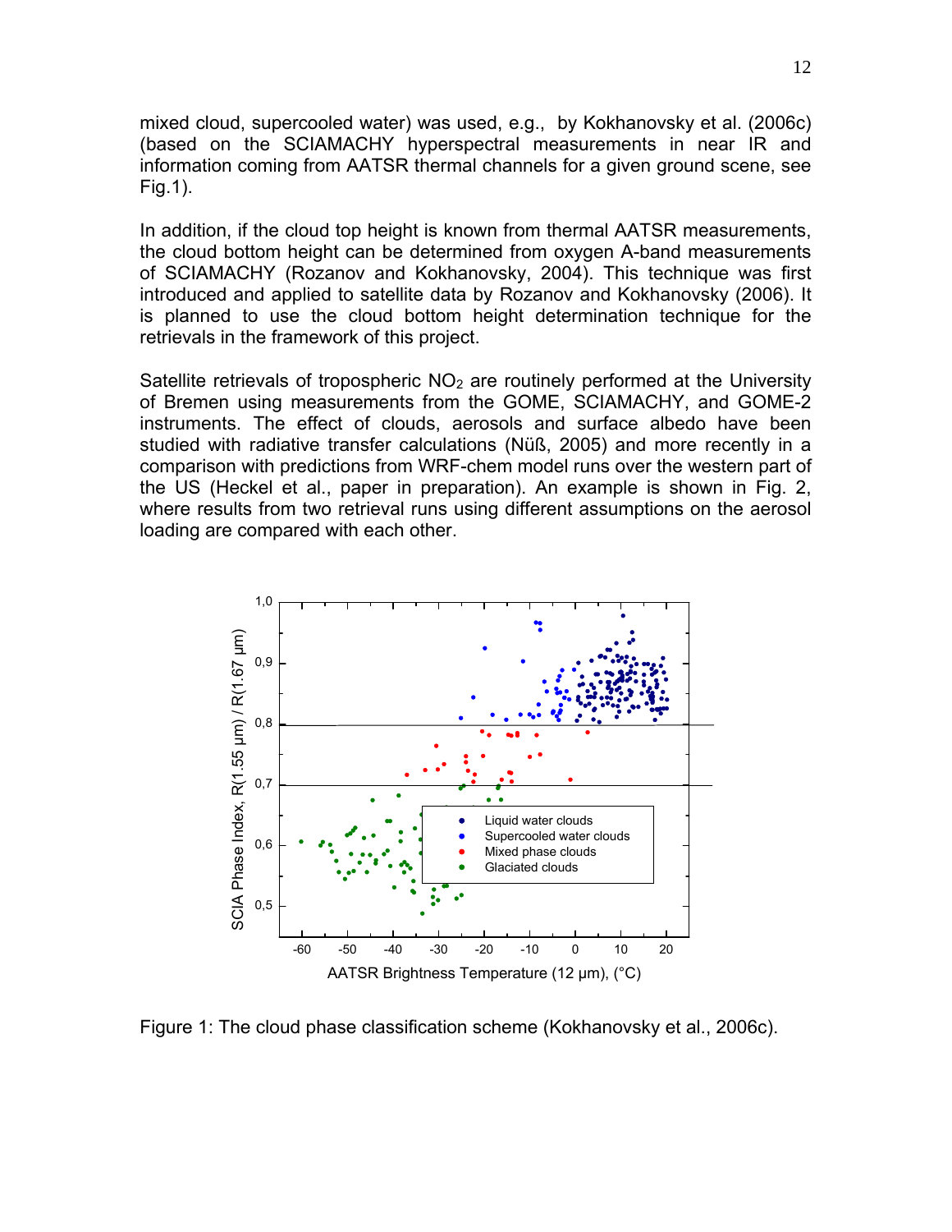mixed cloud, supercooled water) was used, e.g., by Kokhanovsky et al. (2006c) (based on the SCIAMACHY hyperspectral measurements in near IR and information coming from AATSR thermal channels for a given ground scene, see Fig.1).

In addition, if the cloud top height is known from thermal AATSR measurements, the cloud bottom height can be determined from oxygen A-band measurements of SCIAMACHY (Rozanov and Kokhanovsky, 2004). This technique was first introduced and applied to satellite data by Rozanov and Kokhanovsky (2006). It is planned to use the cloud bottom height determination technique for the retrievals in the framework of this project.

Satellite retrievals of tropospheric $NO_2$ are routinely performed at the University of Bremen using measurements from the GOME, SCIAMACHY, and GOME-2 instruments. The effect of clouds, aerosols and surface albedo have been studied with radiative transfer calculations (Nüß, 2005) and more recently in a comparison with predictions from WRF-chem model runs over the western part of the US (Heckel et al., paper in preparation). An example is shown in Fig. 2, where results from two retrieval runs using different assumptions on the aerosol loading are compared with each other.

Figure 1: The cloud phase classification scheme (Kokhanovsky et al., 2006c).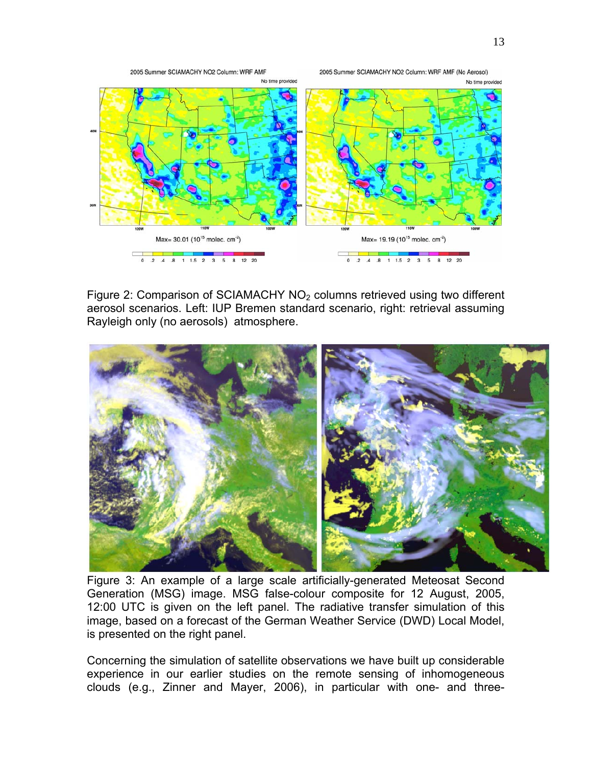Figure 2: Comparison of SCIAMACHY $NO_2$ columns retrieved using two different aerosol scenarios. Left: IUP Bremen standard scenario, right: retrieval assuming Rayleigh only (no aerosols) atmosphere.

Figure 3: An example of a large scale artificially-generated Meteosat Second Generation (MSG) image. MSG false-colour composite for 12 August, 2005, 12:00 UTC is given on the left panel. The radiative transfer simulation of this image, based on a forecast of the German Weather Service (DWD) Local Model, is presented on the right panel.

Concerning the simulation of satellite observations we have built up considerable experience in our earlier studies on the remote sensing of inhomogeneous clouds (e.g., Zinner and Mayer, 2006), in particular with one- and three-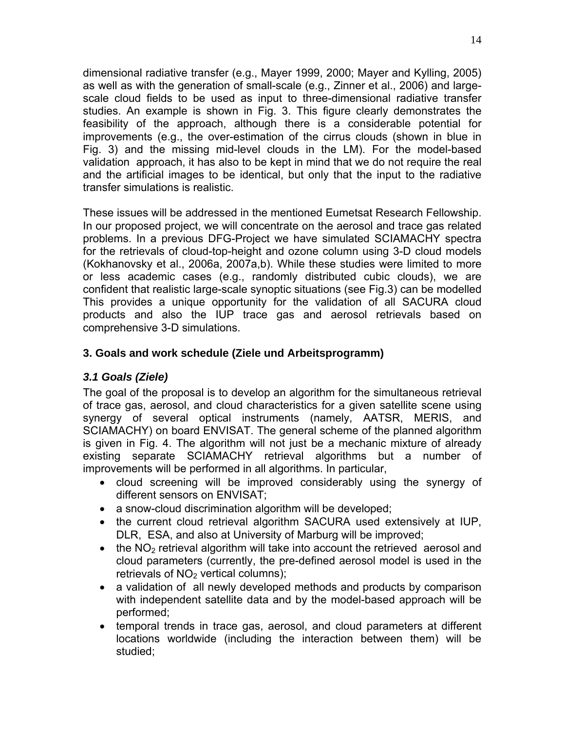dimensional radiative transfer (e.g., Mayer 1999, 2000; Mayer and Kylling, 2005) as well as with the generation of small-scale (e.g., Zinner et al., 2006) and large-scale cloud fields to be used as input to three-dimensional radiative transfer studies. An example is shown in Fig. 3. This figure clearly demonstrates the feasibility of the approach, although there is a considerable potential for improvements (e.g., the over-estimation of the cirrus clouds (shown in blue in Fig. 3) and the missing mid-level clouds in the LM). For the model-based validation approach, it has also to be kept in mind that we do not require the real and the artificial images to be identical, but only that the input to the radiative transfer simulations is realistic.

These issues will be addressed in the mentioned Eumetsat Research Fellowship. In our proposed project, we will concentrate on the aerosol and trace gas related problems. In a previous DFG-Project we have simulated SCIAMACHY spectra for the retrievals of cloud-top-height and ozone column using 3-D cloud models (Kokhanovsky et al., 2006a, 2007a,b). While these studies were limited to more or less academic cases (e.g., randomly distributed cubic clouds), we are confident that realistic large-scale synoptic situations (see Fig.3) can be modelled This provides a unique opportunity for the validation of all SACURA cloud products and also the IUP trace gas and aerosol retrievals based on comprehensive 3-D simulations.

## 3. Goals and work schedule (Ziele und Arbeitsprogramm)

### *3.1 Goals (Ziele)*

The goal of the proposal is to develop an algorithm for the simultaneous retrieval of trace gas, aerosol, and cloud characteristics for a given satellite scene using synergy of several optical instruments (namely, AATSR, MERIS, and SCIAMACHY) on board ENVISAT. The general scheme of the planned algorithm is given in Fig. 4. The algorithm will not just be a mechanic mixture of already existing separate SCIAMACHY retrieval algorithms but a number of improvements will be performed in all algorithms. In particular,

- cloud screening will be improved considerably using the synergy of different sensors on ENVISAT;
- a snow-cloud discrimination algorithm will be developed;
- the current cloud retrieval algorithm SACURA used extensively at IUP, DLR, ESA, and also at University of Marburg will be improved;
- the $NO_2$ retrieval algorithm will take into account the retrieved aerosol and cloud parameters (currently, the pre-defined aerosol model is used in the retrievals of $NO_2$ vertical columns);
- a validation of all newly developed methods and products by comparison with independent satellite data and by the model-based approach will be performed;
- temporal trends in trace gas, aerosol, and cloud parameters at different locations worldwide (including the interaction between them) will be studied;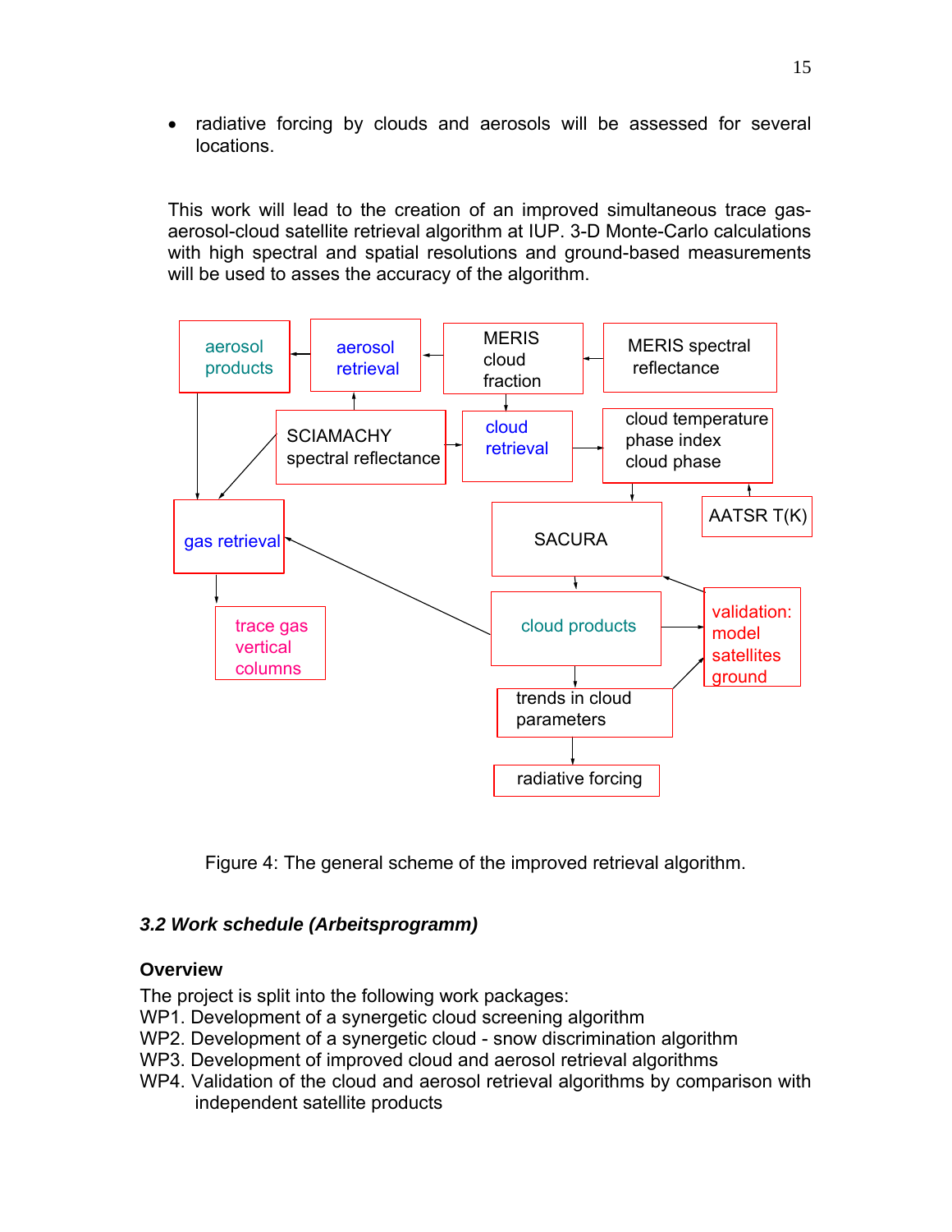- radiative forcing by clouds and aerosols will be assessed for several locations.

This work will lead to the creation of an improved simultaneous trace gas-aerosol-cloud satellite retrieval algorithm at IUP. 3-D Monte-Carlo calculations with high spectral and spatial resolutions and ground-based measurements will be used to asses the accuracy of the algorithm.

Figure 4: The general scheme of the improved retrieval algorithm.

### *3.2 Work schedule (Arbeitsprogramm)*

**Overview**

The project is split into the following work packages:

WP1. Development of a synergetic cloud screening algorithm
WP2. Development of a synergetic cloud - snow discrimination algorithm
WP3. Development of improved cloud and aerosol retrieval algorithms
WP4. Validation of the cloud and aerosol retrieval algorithms by comparison with independent satellite products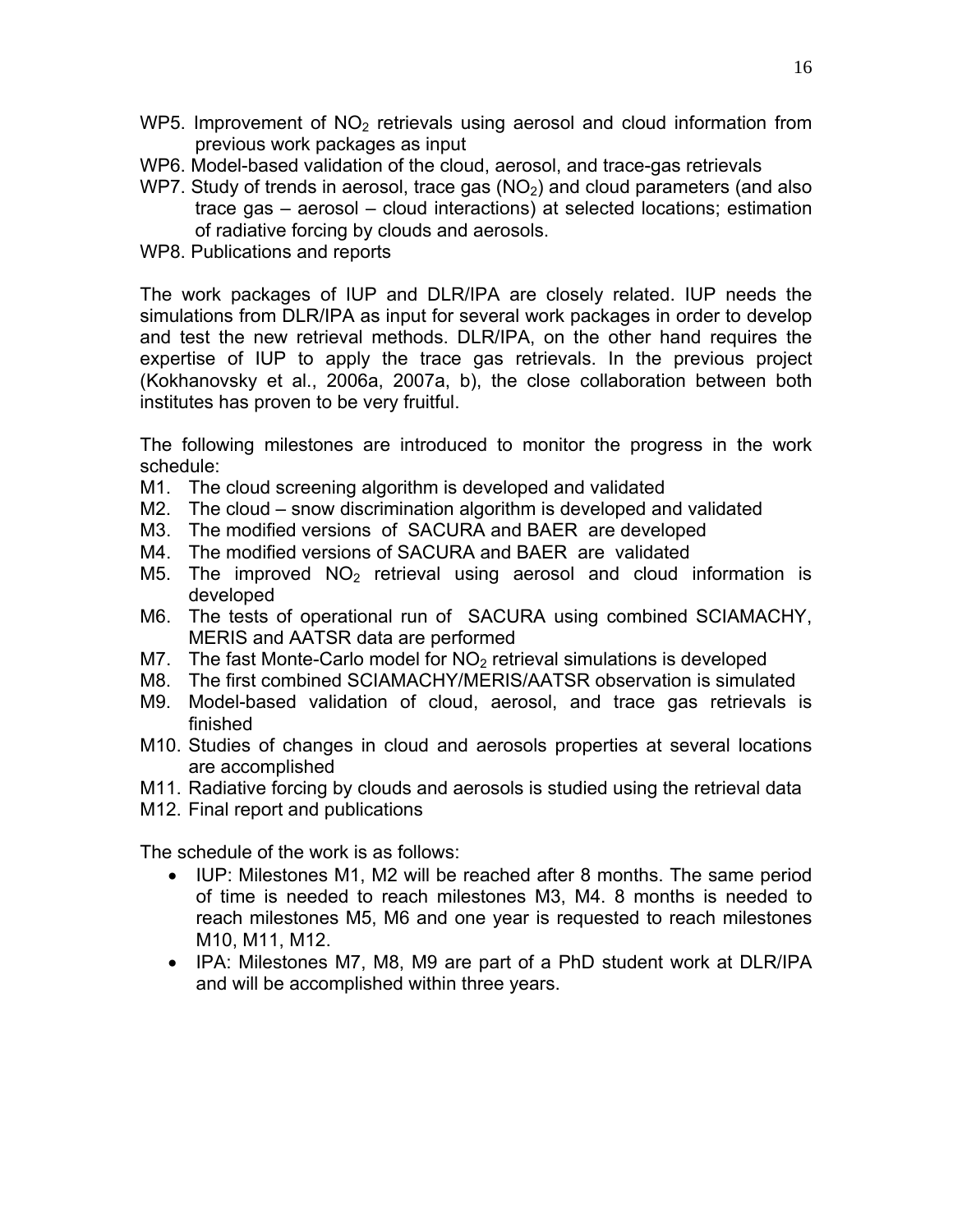WP5. Improvement of $NO_2$ retrievals using aerosol and cloud information from previous work packages as input

WP6. Model-based validation of the cloud, aerosol, and trace-gas retrievals

WP7. Study of trends in aerosol, trace gas ($NO_2$) and cloud parameters (and also trace gas – aerosol – cloud interactions) at selected locations; estimation of radiative forcing by clouds and aerosols.

WP8. Publications and reports

The work packages of IUP and DLR/IPA are closely related. IUP needs the simulations from DLR/IPA as input for several work packages in order to develop and test the new retrieval methods. DLR/IPA, on the other hand requires the expertise of IUP to apply the trace gas retrievals. In the previous project (Kokhanovsky et al., 2006a, 2007a, b), the close collaboration between both institutes has proven to be very fruitful.

The following milestones are introduced to monitor the progress in the work schedule:

M1. The cloud screening algorithm is developed and validated
M2. The cloud – snow discrimination algorithm is developed and validated
M3. The modified versions of SACURA and BAER are developed
M4. The modified versions of SACURA and BAER are validated
M5. The improved $NO_2$ retrieval using aerosol and cloud information is developed
M6. The tests of operational run of SACURA using combined SCIAMACHY, MERIS and AATSR data are performed
M7. The fast Monte-Carlo model for $NO_2$ retrieval simulations is developed
M8. The first combined SCIAMACHY/MERIS/AATSR observation is simulated
M9. Model-based validation of cloud, aerosol, and trace gas retrievals is finished
M10. Studies of changes in cloud and aerosols properties at several locations are accomplished
M11. Radiative forcing by clouds and aerosols is studied using the retrieval data
M12. Final report and publications

The schedule of the work is as follows:

- IUP: Milestones M1, M2 will be reached after 8 months. The same period of time is needed to reach milestones M3, M4. 8 months is needed to reach milestones M5, M6 and one year is requested to reach milestones M10, M11, M12.
- IPA: Milestones M7, M8, M9 are part of a PhD student work at DLR/IPA and will be accomplished within three years.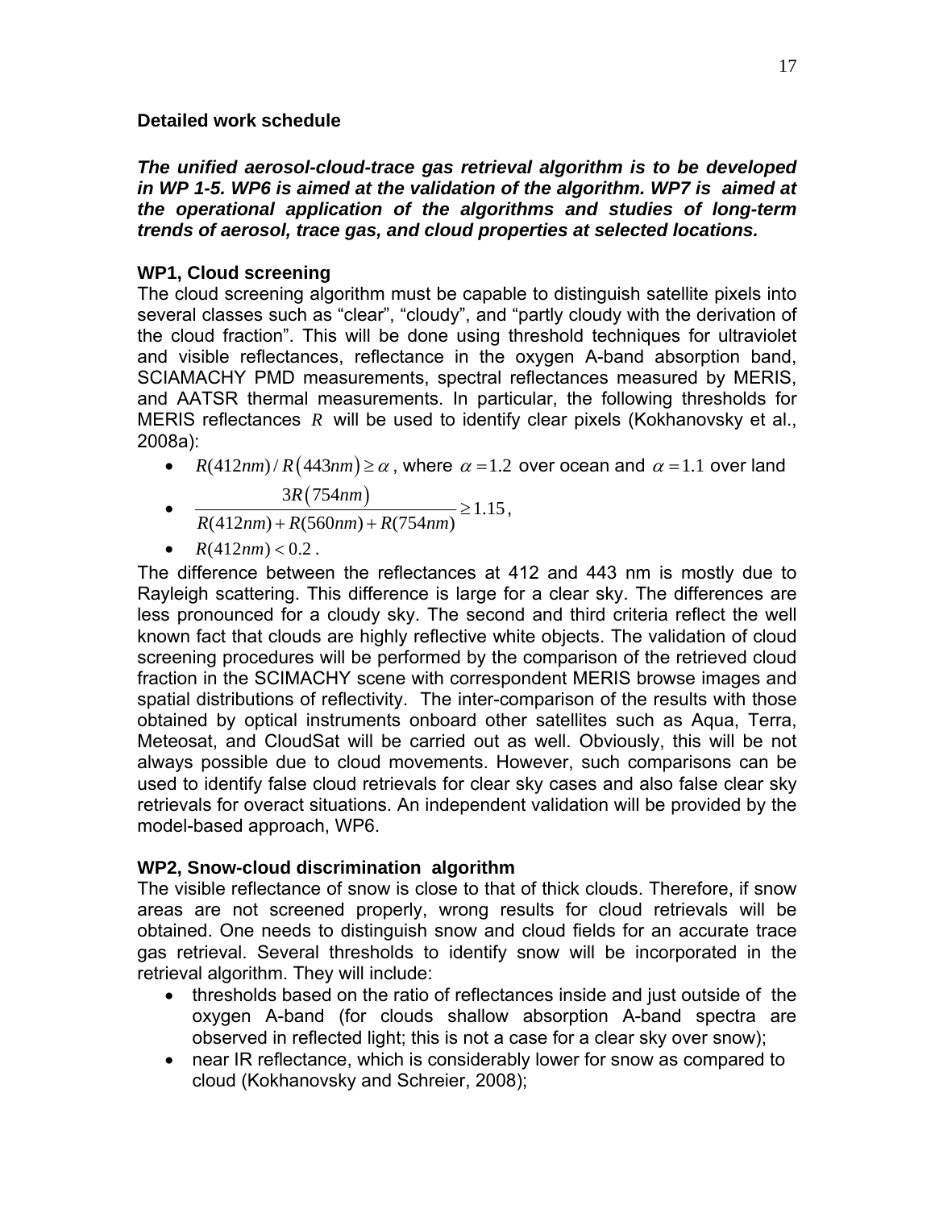### Detailed work schedule

***The unified aerosol-cloud-trace gas retrieval algorithm is to be developed in WP 1-5. WP6 is aimed at the validation of the algorithm. WP7 is aimed at the operational application of the algorithms and studies of long-term trends of aerosol, trace gas, and cloud properties at selected locations.***

### WP1, Cloud screening

The cloud screening algorithm must be capable to distinguish satellite pixels into several classes such as "clear", "cloudy", and "partly cloudy with the derivation of the cloud fraction". This will be done using threshold techniques for ultraviolet and visible reflectances, reflectance in the oxygen A-band absorption band, SCIAMACHY PMD measurements, spectral reflectances measured by MERIS, and AATSR thermal measurements. In particular, the following thresholds for MERIS reflectances $R$ will be used to identify clear pixels (Kokhanovsky et al., 2008a):

- $R(412nm)/R(443nm) \geq \alpha$, where $\alpha = 1.2$ over ocean and $\alpha = 1.1$ over land
- $\dfrac{3R(754nm)}{R(412nm)+R(560nm)+R(754nm)} \geq 1.15$,
- $R(412nm) < 0.2$.

The difference between the reflectances at 412 and 443 nm is mostly due to Rayleigh scattering. This difference is large for a clear sky. The differences are less pronounced for a cloudy sky. The second and third criteria reflect the well known fact that clouds are highly reflective white objects. The validation of cloud screening procedures will be performed by the comparison of the retrieved cloud fraction in the SCIMACHY scene with correspondent MERIS browse images and spatial distributions of reflectivity. The inter-comparison of the results with those obtained by optical instruments onboard other satellites such as Aqua, Terra, Meteosat, and CloudSat will be carried out as well. Obviously, this will be not always possible due to cloud movements. However, such comparisons can be used to identify false cloud retrievals for clear sky cases and also false clear sky retrievals for overact situations. An independent validation will be provided by the model-based approach, WP6.

### WP2, Snow-cloud discrimination algorithm

The visible reflectance of snow is close to that of thick clouds. Therefore, if snow areas are not screened properly, wrong results for cloud retrievals will be obtained. One needs to distinguish snow and cloud fields for an accurate trace gas retrieval. Several thresholds to identify snow will be incorporated in the retrieval algorithm. They will include:

- thresholds based on the ratio of reflectances inside and just outside of the oxygen A-band (for clouds shallow absorption A-band spectra are observed in reflected light; this is not a case for a clear sky over snow);
- near IR reflectance, which is considerably lower for snow as compared to cloud (Kokhanovsky and Schreier, 2008);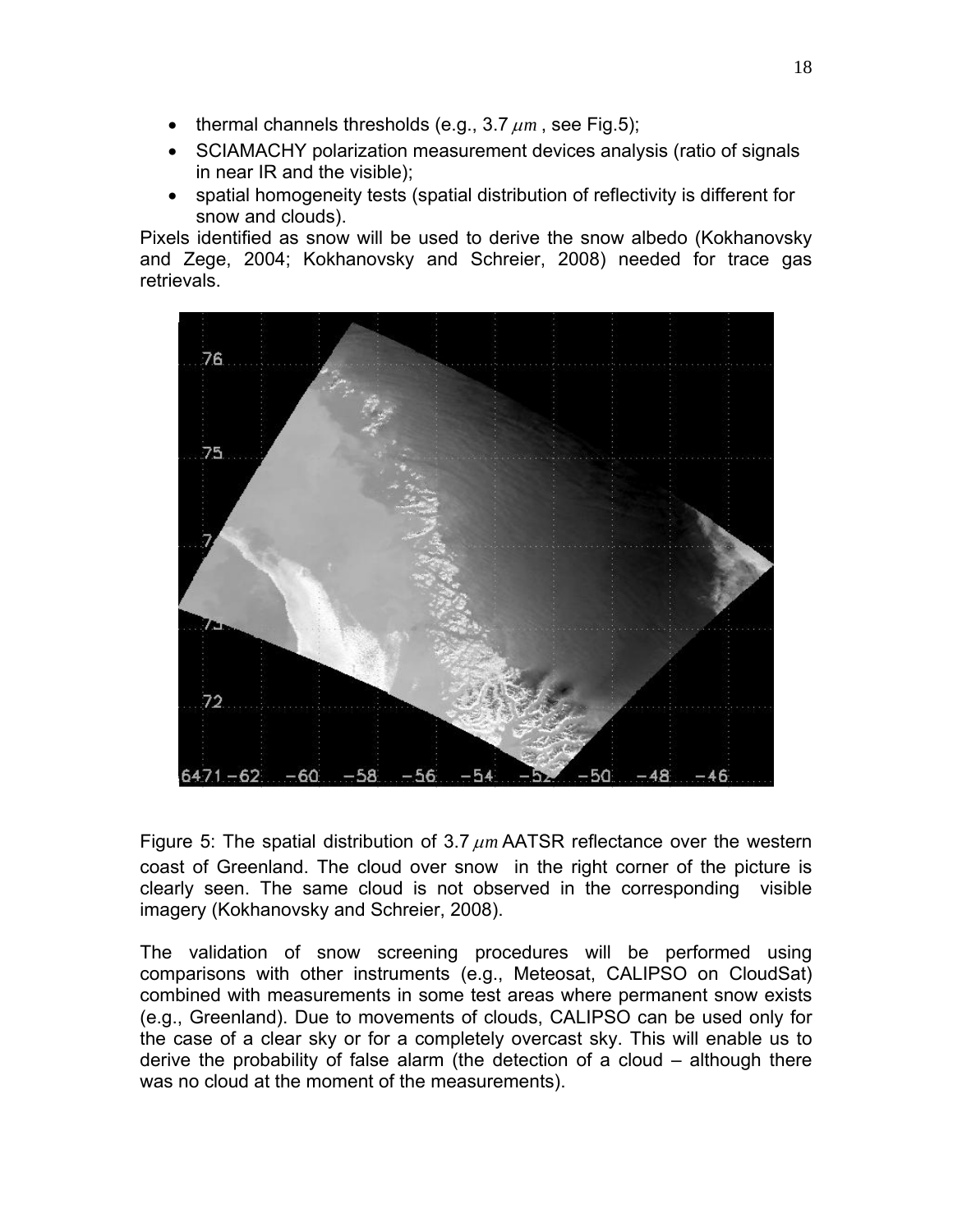- thermal channels thresholds (e.g., 3.7 $\mu m$ , see Fig.5);
- SCIAMACHY polarization measurement devices analysis (ratio of signals in near IR and the visible);
- spatial homogeneity tests (spatial distribution of reflectivity is different for snow and clouds).

Pixels identified as snow will be used to derive the snow albedo (Kokhanovsky and Zege, 2004; Kokhanovsky and Schreier, 2008) needed for trace gas retrievals.

Figure 5: The spatial distribution of 3.7 $\mu m$ AATSR reflectance over the western coast of Greenland. The cloud over snow in the right corner of the picture is clearly seen. The same cloud is not observed in the corresponding visible imagery (Kokhanovsky and Schreier, 2008).

The validation of snow screening procedures will be performed using comparisons with other instruments (e.g., Meteosat, CALIPSO on CloudSat) combined with measurements in some test areas where permanent snow exists (e.g., Greenland). Due to movements of clouds, CALIPSO can be used only for the case of a clear sky or for a completely overcast sky. This will enable us to derive the probability of false alarm (the detection of a cloud – although there was no cloud at the moment of the measurements).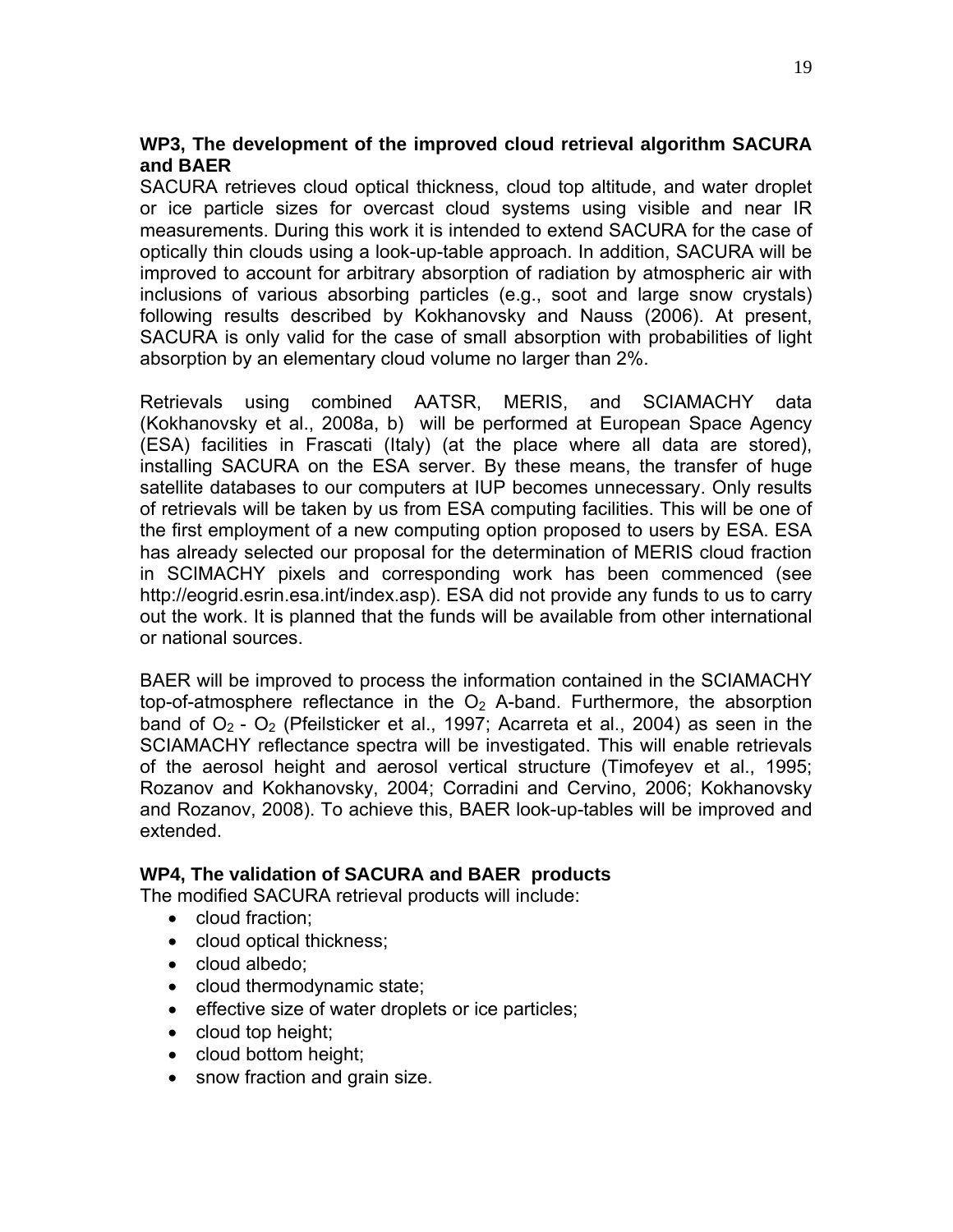**WP3, The development of the improved cloud retrieval algorithm SACURA and BAER**

SACURA retrieves cloud optical thickness, cloud top altitude, and water droplet or ice particle sizes for overcast cloud systems using visible and near IR measurements. During this work it is intended to extend SACURA for the case of optically thin clouds using a look-up-table approach. In addition, SACURA will be improved to account for arbitrary absorption of radiation by atmospheric air with inclusions of various absorbing particles (e.g., soot and large snow crystals) following results described by Kokhanovsky and Nauss (2006). At present, SACURA is only valid for the case of small absorption with probabilities of light absorption by an elementary cloud volume no larger than 2%.

Retrievals using combined AATSR, MERIS, and SCIAMACHY data (Kokhanovsky et al., 2008a, b) will be performed at European Space Agency (ESA) facilities in Frascati (Italy) (at the place where all data are stored), installing SACURA on the ESA server. By these means, the transfer of huge satellite databases to our computers at IUP becomes unnecessary. Only results of retrievals will be taken by us from ESA computing facilities. This will be one of the first employment of a new computing option proposed to users by ESA. ESA has already selected our proposal for the determination of MERIS cloud fraction in SCIMACHY pixels and corresponding work has been commenced (see http://eogrid.esrin.esa.int/index.asp). ESA did not provide any funds to us to carry out the work. It is planned that the funds will be available from other international or national sources.

BAER will be improved to process the information contained in the SCIAMACHY top-of-atmosphere reflectance in the $O_2$ A-band. Furthermore, the absorption band of $O_2$ - $O_2$ (Pfeilsticker et al., 1997; Acarreta et al., 2004) as seen in the SCIAMACHY reflectance spectra will be investigated. This will enable retrievals of the aerosol height and aerosol vertical structure (Timofeyev et al., 1995; Rozanov and Kokhanovsky, 2004; Corradini and Cervino, 2006; Kokhanovsky and Rozanov, 2008). To achieve this, BAER look-up-tables will be improved and extended.

**WP4, The validation of SACURA and BAER products**

The modified SACURA retrieval products will include:

- cloud fraction;
- cloud optical thickness;
- cloud albedo;
- cloud thermodynamic state;
- effective size of water droplets or ice particles;
- cloud top height;
- cloud bottom height;
- snow fraction and grain size.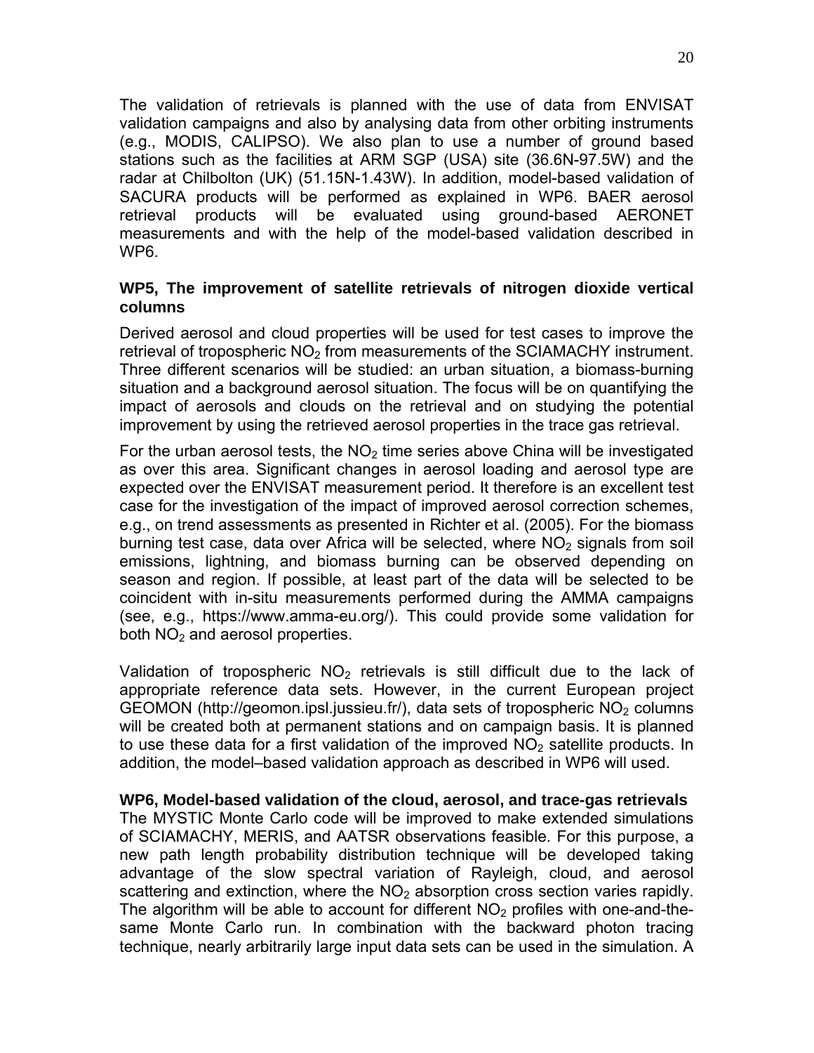The validation of retrievals is planned with the use of data from ENVISAT validation campaigns and also by analysing data from other orbiting instruments (e.g., MODIS, CALIPSO). We also plan to use a number of ground based stations such as the facilities at ARM SGP (USA) site (36.6N-97.5W) and the radar at Chilbolton (UK) (51.15N-1.43W). In addition, model-based validation of SACURA products will be performed as explained in WP6. BAER aerosol retrieval products will be evaluated using ground-based AERONET measurements and with the help of the model-based validation described in WP6.

**WP5, The improvement of satellite retrievals of nitrogen dioxide vertical columns**

Derived aerosol and cloud properties will be used for test cases to improve the retrieval of tropospheric $NO_2$ from measurements of the SCIAMACHY instrument. Three different scenarios will be studied: an urban situation, a biomass-burning situation and a background aerosol situation. The focus will be on quantifying the impact of aerosols and clouds on the retrieval and on studying the potential improvement by using the retrieved aerosol properties in the trace gas retrieval.

For the urban aerosol tests, the $NO_2$ time series above China will be investigated as over this area. Significant changes in aerosol loading and aerosol type are expected over the ENVISAT measurement period. It therefore is an excellent test case for the investigation of the impact of improved aerosol correction schemes, e.g., on trend assessments as presented in Richter et al. (2005). For the biomass burning test case, data over Africa will be selected, where $NO_2$ signals from soil emissions, lightning, and biomass burning can be observed depending on season and region. If possible, at least part of the data will be selected to be coincident with in-situ measurements performed during the AMMA campaigns (see, e.g., https://www.amma-eu.org/). This could provide some validation for both $NO_2$ and aerosol properties.

Validation of tropospheric $NO_2$ retrievals is still difficult due to the lack of appropriate reference data sets. However, in the current European project GEOMON (http://geomon.ipsl.jussieu.fr/), data sets of tropospheric $NO_2$ columns will be created both at permanent stations and on campaign basis. It is planned to use these data for a first validation of the improved $NO_2$ satellite products. In addition, the model–based validation approach as described in WP6 will used.

**WP6, Model-based validation of the cloud, aerosol, and trace-gas retrievals**

The MYSTIC Monte Carlo code will be improved to make extended simulations of SCIAMACHY, MERIS, and AATSR observations feasible. For this purpose, a new path length probability distribution technique will be developed taking advantage of the slow spectral variation of Rayleigh, cloud, and aerosol scattering and extinction, where the $NO_2$ absorption cross section varies rapidly. The algorithm will be able to account for different $NO_2$ profiles with one-and-the-same Monte Carlo run. In combination with the backward photon tracing technique, nearly arbitrarily large input data sets can be used in the simulation. A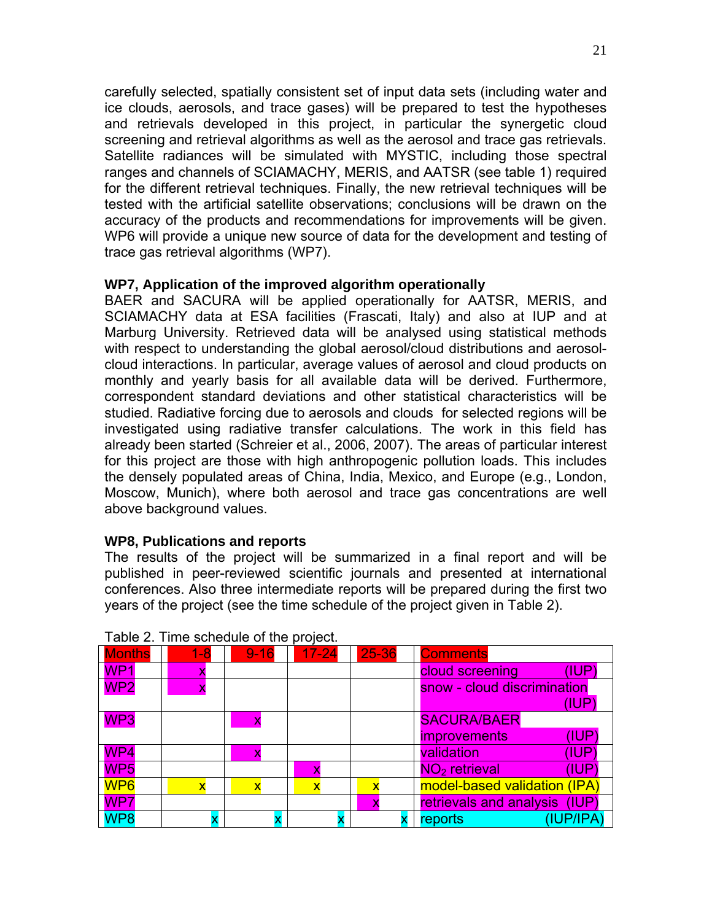carefully selected, spatially consistent set of input data sets (including water and ice clouds, aerosols, and trace gases) will be prepared to test the hypotheses and retrievals developed in this project, in particular the synergetic cloud screening and retrieval algorithms as well as the aerosol and trace gas retrievals. Satellite radiances will be simulated with MYSTIC, including those spectral ranges and channels of SCIAMACHY, MERIS, and AATSR (see table 1) required for the different retrieval techniques. Finally, the new retrieval techniques will be tested with the artificial satellite observations; conclusions will be drawn on the accuracy of the products and recommendations for improvements will be given. WP6 will provide a unique new source of data for the development and testing of trace gas retrieval algorithms (WP7).

**WP7, Application of the improved algorithm operationally**

BAER and SACURA will be applied operationally for AATSR, MERIS, and SCIAMACHY data at ESA facilities (Frascati, Italy) and also at IUP and at Marburg University. Retrieved data will be analysed using statistical methods with respect to understanding the global aerosol/cloud distributions and aerosol-cloud interactions. In particular, average values of aerosol and cloud products on monthly and yearly basis for all available data will be derived. Furthermore, correspondent standard deviations and other statistical characteristics will be studied. Radiative forcing due to aerosols and clouds for selected regions will be investigated using radiative transfer calculations. The work in this field has already been started (Schreier et al., 2006, 2007). The areas of particular interest for this project are those with high anthropogenic pollution loads. This includes the densely populated areas of China, India, Mexico, and Europe (e.g., London, Moscow, Munich), where both aerosol and trace gas concentrations are well above background values.

**WP8, Publications and reports**

The results of the project will be summarized in a final report and will be published in peer-reviewed scientific journals and presented at international conferences. Also three intermediate reports will be prepared during the first two years of the project (see the time schedule of the project given in Table 2).

Table 2. Time schedule of the project.

| Months | 1-8 | 9-16 | 17-24 | 25-36 | Comments |
|---|---|---|---|---|---|
| WP1 | x | | | | cloud screening (IUP) |
| WP2 | x | | | | snow - cloud discrimination (IUP) |
| WP3 | | x | | | SACURA/BAER improvements (IUP) |
| WP4 | | x | | | validation (IUP) |
| WP5 | | | x | | $NO_2$ retrieval (IUP) |
| WP6 | x | x | x | x | model-based validation (IPA) |
| WP7 | | | | x | retrievals and analysis (IUP) |
| WP8 | x | x | x | x | reports (IUP/IPA) |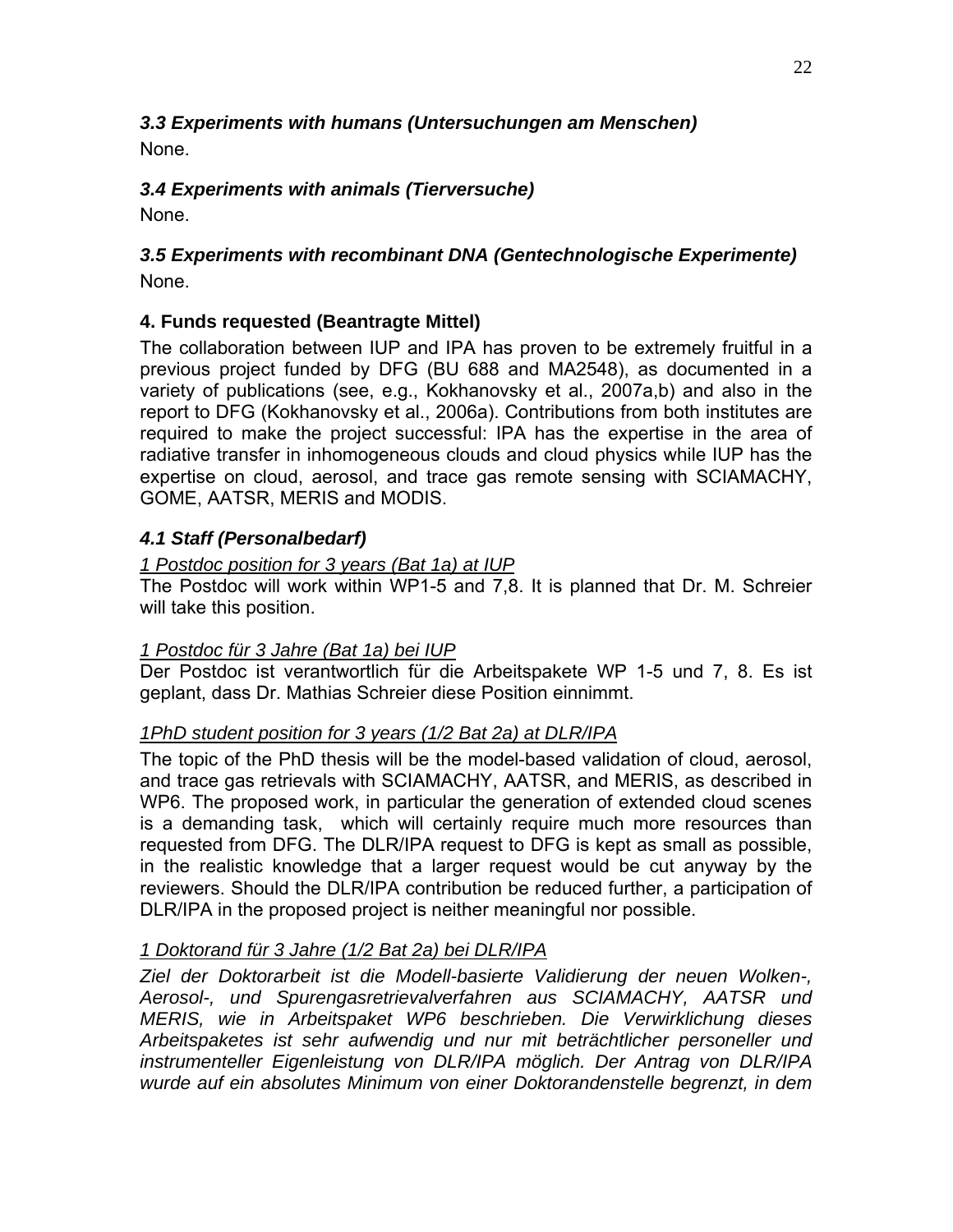### *3.3 Experiments with humans (Untersuchungen am Menschen)*

None.

### *3.4 Experiments with animals (Tierversuche)*

None.

### *3.5 Experiments with recombinant DNA (Gentechnologische Experimente)*

None.

## 4. Funds requested (Beantragte Mittel)

The collaboration between IUP and IPA has proven to be extremely fruitful in a previous project funded by DFG (BU 688 and MA2548), as documented in a variety of publications (see, e.g., Kokhanovsky et al., 2007a,b) and also in the report to DFG (Kokhanovsky et al., 2006a). Contributions from both institutes are required to make the project successful: IPA has the expertise in the area of radiative transfer in inhomogeneous clouds and cloud physics while IUP has the expertise on cloud, aerosol, and trace gas remote sensing with SCIAMACHY, GOME, AATSR, MERIS and MODIS.

### *4.1 Staff (Personalbedarf)*

<u>1 Postdoc position for 3 years (Bat 1a) at IUP</u>

The Postdoc will work within WP1-5 and 7,8. It is planned that Dr. M. Schreier will take this position.

<u>1 Postdoc für 3 Jahre (Bat 1a) bei IUP</u>

Der Postdoc ist verantwortlich für die Arbeitspakete WP 1-5 und 7, 8. Es ist geplant, dass Dr. Mathias Schreier diese Position einnimmt.

<u>1PhD student position for 3 years (1/2 Bat 2a) at DLR/IPA</u>

The topic of the PhD thesis will be the model-based validation of cloud, aerosol, and trace gas retrievals with SCIAMACHY, AATSR, and MERIS, as described in WP6. The proposed work, in particular the generation of extended cloud scenes is a demanding task, which will certainly require much more resources than requested from DFG. The DLR/IPA request to DFG is kept as small as possible, in the realistic knowledge that a larger request would be cut anyway by the reviewers. Should the DLR/IPA contribution be reduced further, a participation of DLR/IPA in the proposed project is neither meaningful nor possible.

<u>1 Doktorand für 3 Jahre (1/2 Bat 2a) bei DLR/IPA</u>

*Ziel der Doktorarbeit ist die Modell-basierte Validierung der neuen Wolken-, Aerosol-, und Spurengasretrievalverfahren aus SCIAMACHY, AATSR und MERIS, wie in Arbeitspaket WP6 beschrieben. Die Verwirklichung dieses Arbeitspaketes ist sehr aufwendig und nur mit beträchtlicher personeller und instrumenteller Eigenleistung von DLR/IPA möglich. Der Antrag von DLR/IPA wurde auf ein absolutes Minimum von einer Doktorandenstelle begrenzt, in dem*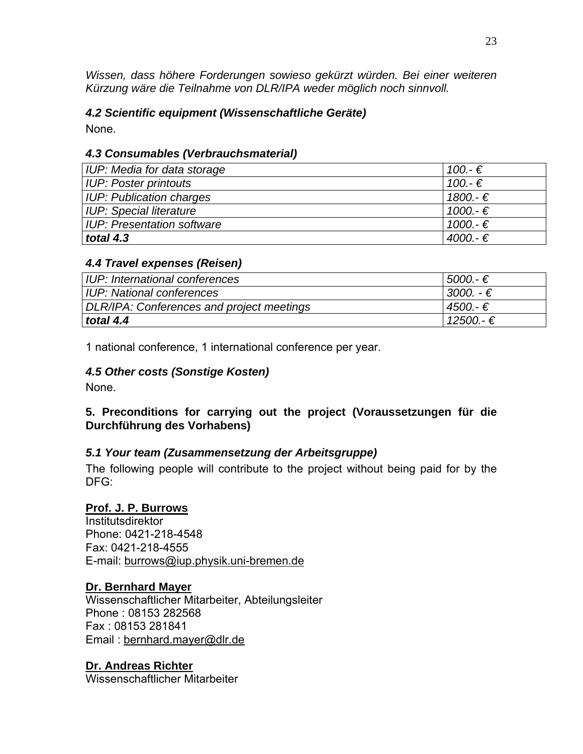*Wissen, dass höhere Forderungen sowieso gekürzt würden. Bei einer weiteren Kürzung wäre die Teilnahme von DLR/IPA weder möglich noch sinnvoll.*

### *4.2 Scientific equipment (Wissenschaftliche Geräte)*

None.

### *4.3 Consumables (Verbrauchsmaterial)*

| | |
|---|---|
| *IUP: Media for data storage* | *100.- €* |
| *IUP: Poster printouts* | *100.- €* |
| *IUP: Publication charges* | *1800.- €* |
| *IUP: Special literature* | *1000.- €* |
| *IUP: Presentation software* | *1000.- €* |
| ***total 4.3*** | *4000.- €* |

### *4.4 Travel expenses (Reisen)*

| | |
|---|---|
| *IUP: International conferences* | *5000.- €* |
| *IUP: National conferences* | *3000. - €* |
| *DLR/IPA: Conferences and project meetings* | *4500.- €* |
| ***total 4.4*** | *12500.- €* |

1 national conference, 1 international conference per year.

### *4.5 Other costs (Sonstige Kosten)*

None.

## 5. Preconditions for carrying out the project (Voraussetzungen für die Durchführung des Vorhabens)

### *5.1 Your team (Zusammensetzung der Arbeitsgruppe)*

The following people will contribute to the project without being paid for by the DFG:

**Prof. J. P. Burrows**
Institutsdirektor
Phone: 0421-218-4548
Fax: 0421-218-4555
E-mail: burrows@iup.physik.uni-bremen.de

**Dr. Bernhard Mayer**
Wissenschaftlicher Mitarbeiter, Abteilungsleiter
Phone : 08153 282568
Fax : 08153 281841
Email : bernhard.mayer@dlr.de

**Dr. Andreas Richter**
Wissenschaftlicher Mitarbeiter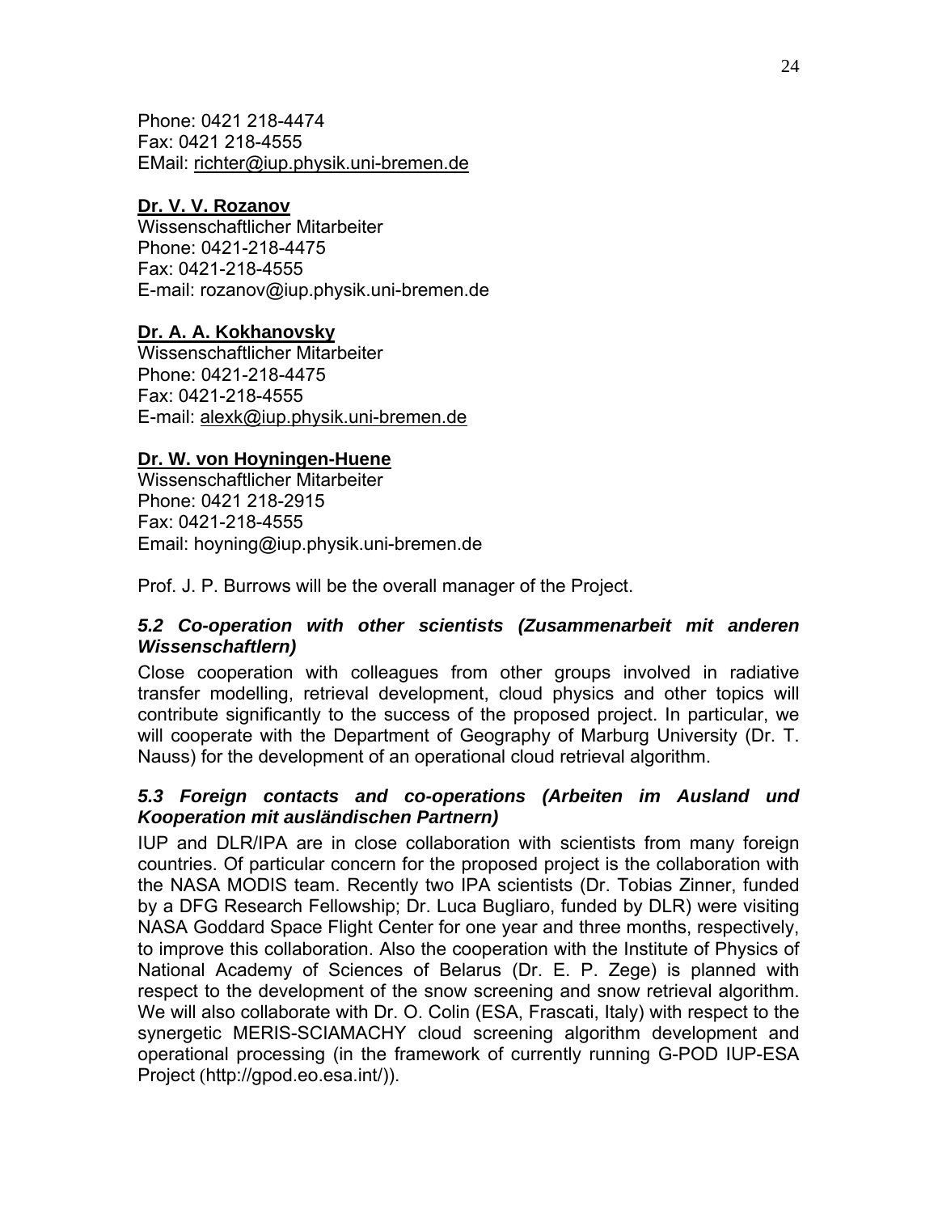Phone: 0421 218-4474
Fax: 0421 218-4555
EMail: richter@iup.physik.uni-bremen.de

**Dr. V. V. Rozanov**
Wissenschaftlicher Mitarbeiter
Phone: 0421-218-4475
Fax: 0421-218-4555
E-mail: rozanov@iup.physik.uni-bremen.de

**Dr. A. A. Kokhanovsky**
Wissenschaftlicher Mitarbeiter
Phone: 0421-218-4475
Fax: 0421-218-4555
E-mail: alexk@iup.physik.uni-bremen.de

**Dr. W. von Hoyningen-Huene**
Wissenschaftlicher Mitarbeiter
Phone: 0421 218-2915
Fax: 0421-218-4555
Email: hoyning@iup.physik.uni-bremen.de

Prof. J. P. Burrows will be the overall manager of the Project.

### *5.2 Co-operation with other scientists (Zusammenarbeit mit anderen Wissenschaftlern)*

Close cooperation with colleagues from other groups involved in radiative transfer modelling, retrieval development, cloud physics and other topics will contribute significantly to the success of the proposed project. In particular, we will cooperate with the Department of Geography of Marburg University (Dr. T. Nauss) for the development of an operational cloud retrieval algorithm.

### *5.3 Foreign contacts and co-operations (Arbeiten im Ausland und Kooperation mit ausländischen Partnern)*

IUP and DLR/IPA are in close collaboration with scientists from many foreign countries. Of particular concern for the proposed project is the collaboration with the NASA MODIS team. Recently two IPA scientists (Dr. Tobias Zinner, funded by a DFG Research Fellowship; Dr. Luca Bugliaro, funded by DLR) were visiting NASA Goddard Space Flight Center for one year and three months, respectively, to improve this collaboration. Also the cooperation with the Institute of Physics of National Academy of Sciences of Belarus (Dr. E. P. Zege) is planned with respect to the development of the snow screening and snow retrieval algorithm. We will also collaborate with Dr. O. Colin (ESA, Frascati, Italy) with respect to the synergetic MERIS-SCIAMACHY cloud screening algorithm development and operational processing (in the framework of currently running G-POD IUP-ESA Project (http://gpod.eo.esa.int/)).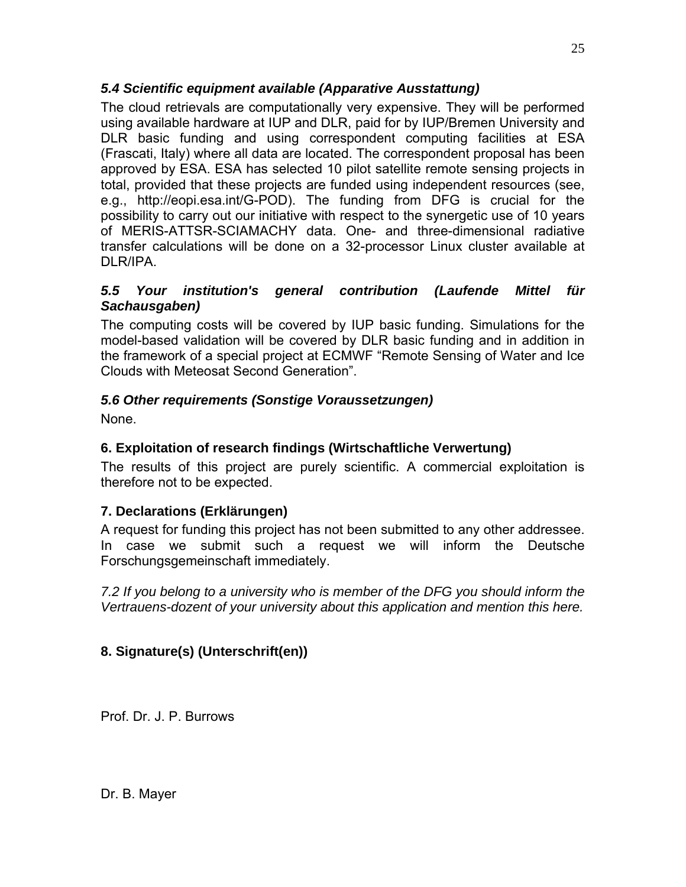### *5.4 Scientific equipment available (Apparative Ausstattung)*

The cloud retrievals are computationally very expensive. They will be performed using available hardware at IUP and DLR, paid for by IUP/Bremen University and DLR basic funding and using correspondent computing facilities at ESA (Frascati, Italy) where all data are located. The correspondent proposal has been approved by ESA. ESA has selected 10 pilot satellite remote sensing projects in total, provided that these projects are funded using independent resources (see, e.g., http://eopi.esa.int/G-POD). The funding from DFG is crucial for the possibility to carry out our initiative with respect to the synergetic use of 10 years of MERIS-ATTSR-SCIAMACHY data. One- and three-dimensional radiative transfer calculations will be done on a 32-processor Linux cluster available at DLR/IPA.

### *5.5 Your institution's general contribution (Laufende Mittel für Sachausgaben)*

The computing costs will be covered by IUP basic funding. Simulations for the model-based validation will be covered by DLR basic funding and in addition in the framework of a special project at ECMWF "Remote Sensing of Water and Ice Clouds with Meteosat Second Generation".

### *5.6 Other requirements (Sonstige Voraussetzungen)*

None.

## 6. Exploitation of research findings (Wirtschaftliche Verwertung)

The results of this project are purely scientific. A commercial exploitation is therefore not to be expected.

## 7. Declarations (Erklärungen)

A request for funding this project has not been submitted to any other addressee. In case we submit such a request we will inform the Deutsche Forschungsgemeinschaft immediately.

*7.2 If you belong to a university who is member of the DFG you should inform the Vertrauens-dozent of your university about this application and mention this here.*

## 8. Signature(s) (Unterschrift(en))

Prof. Dr. J. P. Burrows

Dr. B. Mayer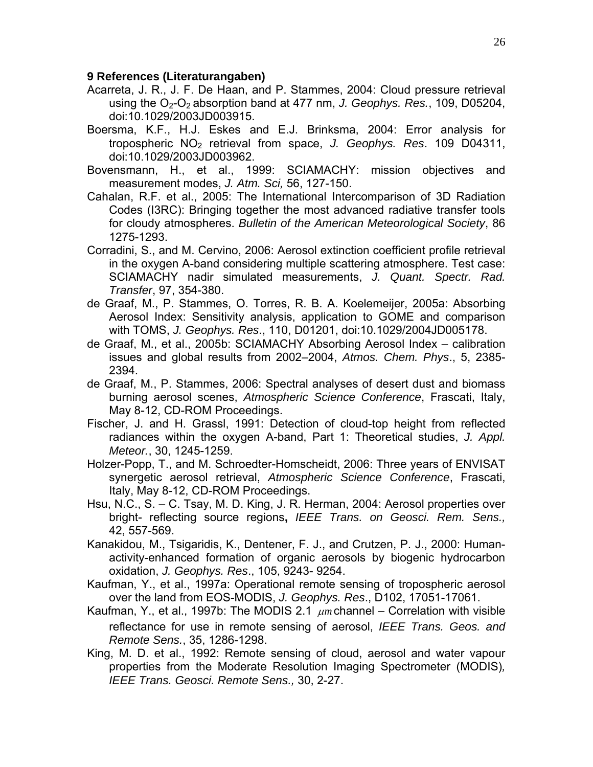## 9 References (Literaturangaben)

Acarreta, J. R., J. F. De Haan, and P. Stammes, 2004: Cloud pressure retrieval using the $O_2$-$O_2$ absorption band at 477 nm, *J. Geophys. Res.*, 109, D05204, doi:10.1029/2003JD003915.

Boersma, K.F., H.J. Eskes and E.J. Brinksma, 2004: Error analysis for tropospheric $NO_2$ retrieval from space, *J. Geophys. Res*. 109 D04311, doi:10.1029/2003JD003962.

Bovensmann, H., et al., 1999: SCIAMACHY: mission objectives and measurement modes, *J. Atm. Sci,* 56, 127-150.

Cahalan, R.F. et al., 2005: The International Intercomparison of 3D Radiation Codes (I3RC): Bringing together the most advanced radiative transfer tools for cloudy atmospheres. *Bulletin of the American Meteorological Society*, 86 1275-1293.

Corradini, S., and M. Cervino, 2006: Aerosol extinction coefficient profile retrieval in the oxygen A-band considering multiple scattering atmosphere. Test case: SCIAMACHY nadir simulated measurements, *J. Quant. Spectr. Rad. Transfer*, 97, 354-380.

de Graaf, M., P. Stammes, O. Torres, R. B. A. Koelemeijer, 2005a: Absorbing Aerosol Index: Sensitivity analysis, application to GOME and comparison with TOMS, *J. Geophys. Res*., 110, D01201, doi:10.1029/2004JD005178.

de Graaf, M., et al., 2005b: SCIAMACHY Absorbing Aerosol Index – calibration issues and global results from 2002–2004, *Atmos. Chem. Phys*., 5, 2385-2394.

de Graaf, M., P. Stammes, 2006: Spectral analyses of desert dust and biomass burning aerosol scenes, *Atmospheric Science Conference*, Frascati, Italy, May 8-12, CD-ROM Proceedings.

Fischer, J. and H. Grassl, 1991: Detection of cloud-top height from reflected radiances within the oxygen A-band, Part 1: Theoretical studies, *J. Appl. Meteor.*, 30, 1245-1259.

Holzer-Popp, T., and M. Schroedter-Homscheidt, 2006: Three years of ENVISAT synergetic aerosol retrieval, *Atmospheric Science Conference*, Frascati, Italy, May 8-12, CD-ROM Proceedings.

Hsu, N.C., S. – C. Tsay, M. D. King, J. R. Herman, 2004: Aerosol properties over bright- reflecting source regions**,** *IEEE Trans. on Geosci. Rem. Sens.,* 42, 557-569.

Kanakidou, M., Tsigaridis, K., Dentener, F. J., and Crutzen, P. J., 2000: Human-activity-enhanced formation of organic aerosols by biogenic hydrocarbon oxidation, *J. Geophys. Res*., 105, 9243- 9254.

Kaufman, Y., et al., 1997a: Operational remote sensing of tropospheric aerosol over the land from EOS-MODIS, *J. Geophys. Res*., D102, 17051-17061.

Kaufman, Y., et al., 1997b: The MODIS 2.1 $\mu m$ channel – Correlation with visible reflectance for use in remote sensing of aerosol, *IEEE Trans. Geos. and Remote Sens.*, 35, 1286-1298.

King, M. D. et al., 1992: Remote sensing of cloud, aerosol and water vapour properties from the Moderate Resolution Imaging Spectrometer (MODIS)*, IEEE Trans. Geosci. Remote Sens.,* 30, 2-27.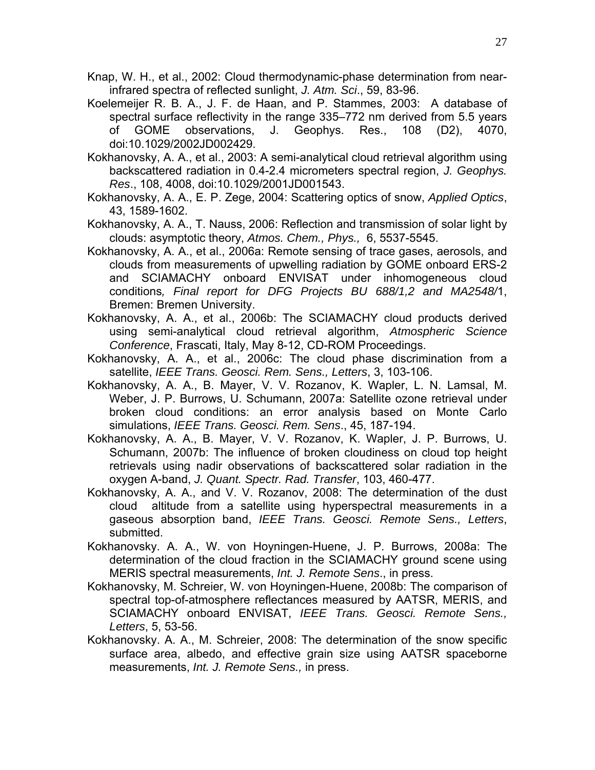Knap, W. H., et al., 2002: Cloud thermodynamic-phase determination from near-infrared spectra of reflected sunlight, *J. Atm. Sci*., 59, 83-96.

Koelemeijer R. B. A., J. F. de Haan, and P. Stammes, 2003: A database of spectral surface reflectivity in the range 335–772 nm derived from 5.5 years of GOME observations, J. Geophys. Res., 108 (D2), 4070, doi:10.1029/2002JD002429.

Kokhanovsky, A. A., et al., 2003: A semi-analytical cloud retrieval algorithm using backscattered radiation in 0.4-2.4 micrometers spectral region, *J. Geophys. Res*., 108, 4008, doi:10.1029/2001JD001543.

Kokhanovsky, A. A., E. P. Zege, 2004: Scattering optics of snow, *Applied Optics*, 43, 1589-1602.

Kokhanovsky, A. A., T. Nauss, 2006: Reflection and transmission of solar light by clouds: asymptotic theory, *Atmos. Chem., Phys.,* 6, 5537-5545.

Kokhanovsky, A. A., et al., 2006a: Remote sensing of trace gases, aerosols, and clouds from measurements of upwelling radiation by GOME onboard ERS-2 and SCIAMACHY onboard ENVISAT under inhomogeneous cloud conditions*, Final report for DFG Projects BU 688/1,2 and MA2548/*1, Bremen: Bremen University.

Kokhanovsky, A. A., et al., 2006b: The SCIAMACHY cloud products derived using semi-analytical cloud retrieval algorithm, *Atmospheric Science Conference*, Frascati, Italy, May 8-12, CD-ROM Proceedings.

Kokhanovsky, A. A., et al., 2006c: The cloud phase discrimination from a satellite, *IEEE Trans. Geosci. Rem. Sens., Letters*, 3, 103-106.

Kokhanovsky, A. A., B. Mayer, V. V. Rozanov, K. Wapler, L. N. Lamsal, M. Weber, J. P. Burrows, U. Schumann, 2007a: Satellite ozone retrieval under broken cloud conditions: an error analysis based on Monte Carlo simulations, *IEEE Trans. Geosci. Rem. Sens*., 45, 187-194.

Kokhanovsky, A. A., B. Mayer, V. V. Rozanov, K. Wapler, J. P. Burrows, U. Schumann, 2007b: The influence of broken cloudiness on cloud top height retrievals using nadir observations of backscattered solar radiation in the oxygen A-band, *J. Quant. Spectr. Rad. Transfer*, 103, 460-477.

Kokhanovsky, A. A., and V. V. Rozanov, 2008: The determination of the dust cloud altitude from a satellite using hyperspectral measurements in a gaseous absorption band, *IEEE Trans. Geosci. Remote Sens., Letters*, submitted.

Kokhanovsky. A. A., W. von Hoyningen-Huene, J. P. Burrows, 2008a: The determination of the cloud fraction in the SCIAMACHY ground scene using MERIS spectral measurements, *Int. J. Remote Sens*., in press.

Kokhanovsky, M. Schreier, W. von Hoyningen-Huene, 2008b: The comparison of spectral top-of-atmosphere reflectances measured by AATSR, MERIS, and SCIAMACHY onboard ENVISAT, *IEEE Trans. Geosci. Remote Sens., Letters*, 5, 53-56.

Kokhanovsky. A. A., M. Schreier, 2008: The determination of the snow specific surface area, albedo, and effective grain size using AATSR spaceborne measurements, *Int. J. Remote Sens.,* in press.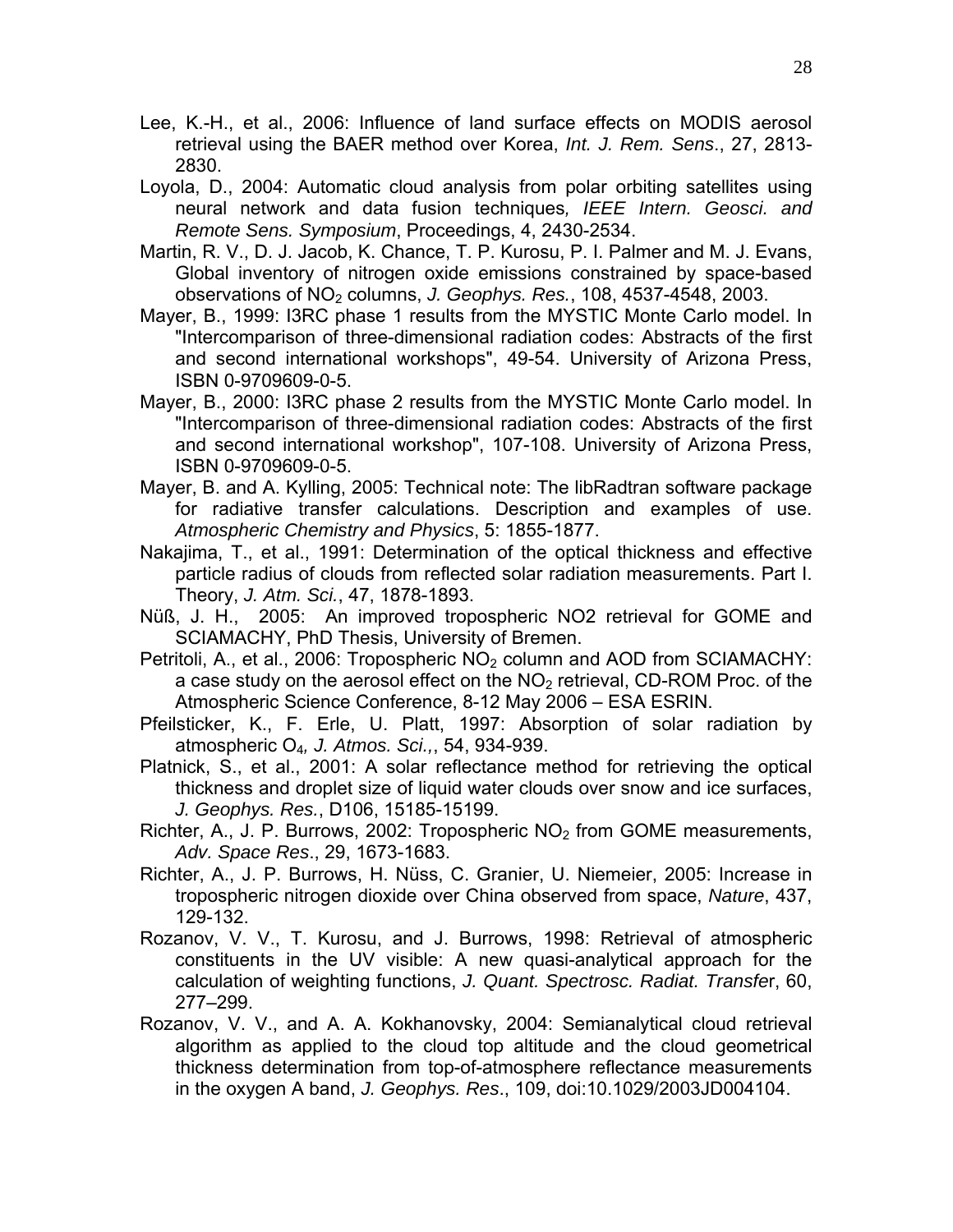Lee, K.-H., et al., 2006: Influence of land surface effects on MODIS aerosol retrieval using the BAER method over Korea, *Int. J. Rem. Sens*., 27, 2813-2830.

Loyola, D., 2004: Automatic cloud analysis from polar orbiting satellites using neural network and data fusion techniques*, IEEE Intern. Geosci. and Remote Sens. Symposium*, Proceedings, 4, 2430-2534.

Martin, R. V., D. J. Jacob, K. Chance, T. P. Kurosu, P. I. Palmer and M. J. Evans, Global inventory of nitrogen oxide emissions constrained by space-based observations of $NO_2$ columns, *J. Geophys. Res.*, 108, 4537-4548, 2003.

Mayer, B., 1999: I3RC phase 1 results from the MYSTIC Monte Carlo model. In "Intercomparison of three-dimensional radiation codes: Abstracts of the first and second international workshops", 49-54. University of Arizona Press, ISBN 0-9709609-0-5.

Mayer, B., 2000: I3RC phase 2 results from the MYSTIC Monte Carlo model. In "Intercomparison of three-dimensional radiation codes: Abstracts of the first and second international workshop", 107-108. University of Arizona Press, ISBN 0-9709609-0-5.

Mayer, B. and A. Kylling, 2005: Technical note: The libRadtran software package for radiative transfer calculations. Description and examples of use. *Atmospheric Chemistry and Physics*, 5: 1855-1877.

Nakajima, T., et al., 1991: Determination of the optical thickness and effective particle radius of clouds from reflected solar radiation measurements. Part I. Theory, *J. Atm. Sci.*, 47, 1878-1893.

Nüß, J. H., 2005: An improved tropospheric NO2 retrieval for GOME and SCIAMACHY, PhD Thesis, University of Bremen.

Petritoli, A., et al., 2006: Tropospheric $NO_2$ column and AOD from SCIAMACHY: a case study on the aerosol effect on the $NO_2$ retrieval, CD-ROM Proc. of the Atmospheric Science Conference, 8-12 May 2006 – ESA ESRIN.

Pfeilsticker, K., F. Erle, U. Platt, 1997: Absorption of solar radiation by atmospheric $O_4$*, J. Atmos. Sci.,*, 54, 934-939.

Platnick, S., et al., 2001: A solar reflectance method for retrieving the optical thickness and droplet size of liquid water clouds over snow and ice surfaces, *J. Geophys. Res.*, D106, 15185-15199.

Richter, A., J. P. Burrows, 2002: Tropospheric $NO_2$ from GOME measurements, *Adv. Space Res*., 29, 1673-1683.

Richter, A., J. P. Burrows, H. Nüss, C. Granier, U. Niemeier, 2005: Increase in tropospheric nitrogen dioxide over China observed from space, *Nature*, 437, 129-132.

Rozanov, V. V., T. Kurosu, and J. Burrows, 1998: Retrieval of atmospheric constituents in the UV visible: A new quasi-analytical approach for the calculation of weighting functions, *J. Quant. Spectrosc. Radiat. Transfe*r, 60, 277–299.

Rozanov, V. V., and A. A. Kokhanovsky, 2004: Semianalytical cloud retrieval algorithm as applied to the cloud top altitude and the cloud geometrical thickness determination from top-of-atmosphere reflectance measurements in the oxygen A band, *J. Geophys. Res*., 109, doi:10.1029/2003JD004104.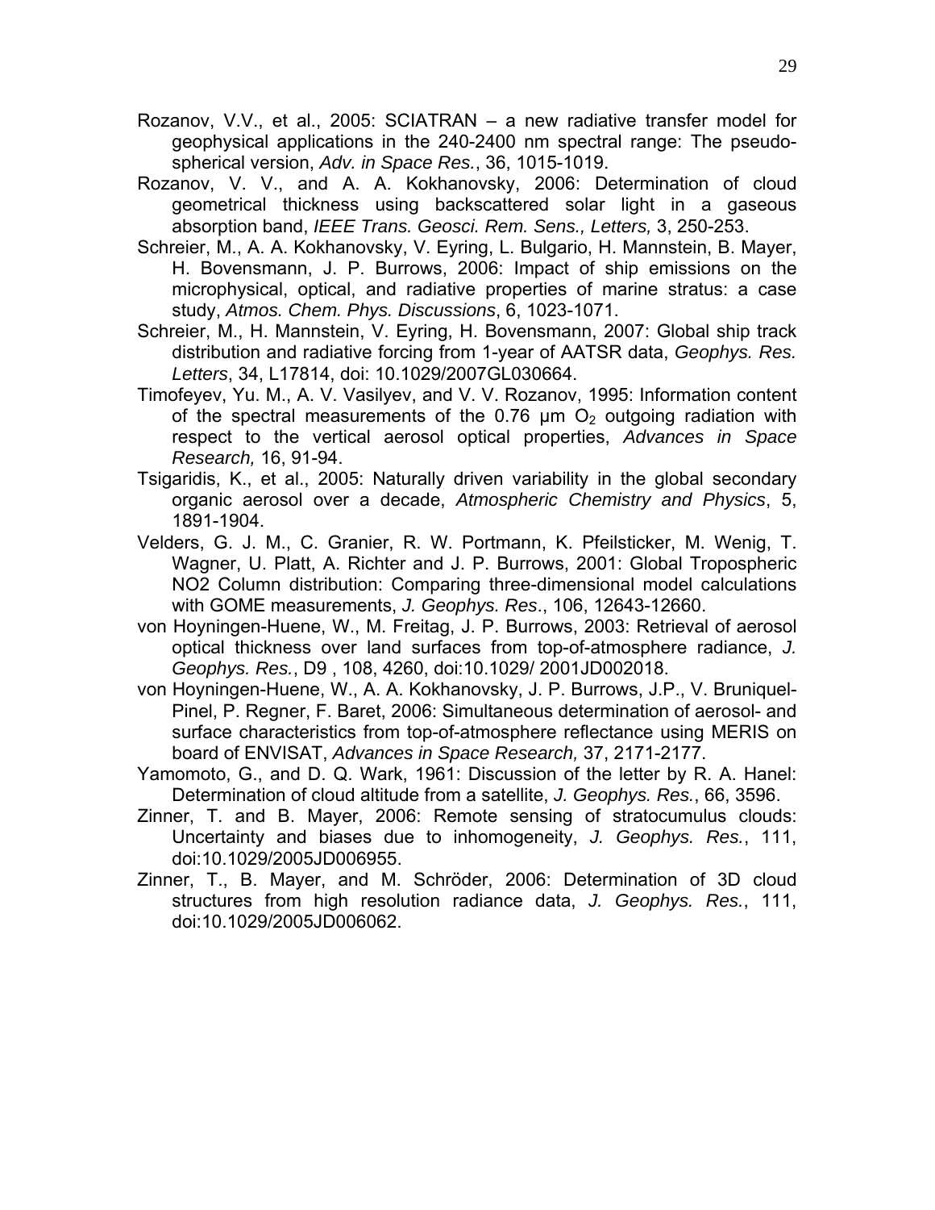Rozanov, V.V., et al., 2005: SCIATRAN – a new radiative transfer model for geophysical applications in the 240-2400 nm spectral range: The pseudo-spherical version, *Adv. in Space Res.*, 36, 1015-1019.

Rozanov, V. V., and A. A. Kokhanovsky, 2006: Determination of cloud geometrical thickness using backscattered solar light in a gaseous absorption band, *IEEE Trans. Geosci. Rem. Sens., Letters,* 3, 250-253.

Schreier, M., A. A. Kokhanovsky, V. Eyring, L. Bulgario, H. Mannstein, B. Mayer, H. Bovensmann, J. P. Burrows, 2006: Impact of ship emissions on the microphysical, optical, and radiative properties of marine stratus: a case study, *Atmos. Chem. Phys. Discussions*, 6, 1023-1071.

Schreier, M., H. Mannstein, V. Eyring, H. Bovensmann, 2007: Global ship track distribution and radiative forcing from 1-year of AATSR data, *Geophys. Res. Letters*, 34, L17814, doi: 10.1029/2007GL030664.

Timofeyev, Yu. M., A. V. Vasilyev, and V. V. Rozanov, 1995: Information content of the spectral measurements of the 0.76 µm $O_2$ outgoing radiation with respect to the vertical aerosol optical properties, *Advances in Space Research,* 16, 91-94.

Tsigaridis, K., et al., 2005: Naturally driven variability in the global secondary organic aerosol over a decade, *Atmospheric Chemistry and Physics*, 5, 1891-1904.

Velders, G. J. M., C. Granier, R. W. Portmann, K. Pfeilsticker, M. Wenig, T. Wagner, U. Platt, A. Richter and J. P. Burrows, 2001: Global Tropospheric NO2 Column distribution: Comparing three-dimensional model calculations with GOME measurements, *J. Geophys. Res*., 106, 12643-12660.

von Hoyningen-Huene, W., M. Freitag, J. P. Burrows, 2003: Retrieval of aerosol optical thickness over land surfaces from top-of-atmosphere radiance, *J. Geophys. Res.*, D9 , 108, 4260, doi:10.1029/ 2001JD002018.

von Hoyningen-Huene, W., A. A. Kokhanovsky, J. P. Burrows, J.P., V. Bruniquel-Pinel, P. Regner, F. Baret, 2006: Simultaneous determination of aerosol- and surface characteristics from top-of-atmosphere reflectance using MERIS on board of ENVISAT, *Advances in Space Research,* 37, 2171-2177.

Yamomoto, G., and D. Q. Wark, 1961: Discussion of the letter by R. A. Hanel: Determination of cloud altitude from a satellite, *J. Geophys. Res.*, 66, 3596.

Zinner, T. and B. Mayer, 2006: Remote sensing of stratocumulus clouds: Uncertainty and biases due to inhomogeneity, *J. Geophys. Res.*, 111, doi:10.1029/2005JD006955.

Zinner, T., B. Mayer, and M. Schröder, 2006: Determination of 3D cloud structures from high resolution radiance data, *J. Geophys. Res.*, 111, doi:10.1029/2005JD006062.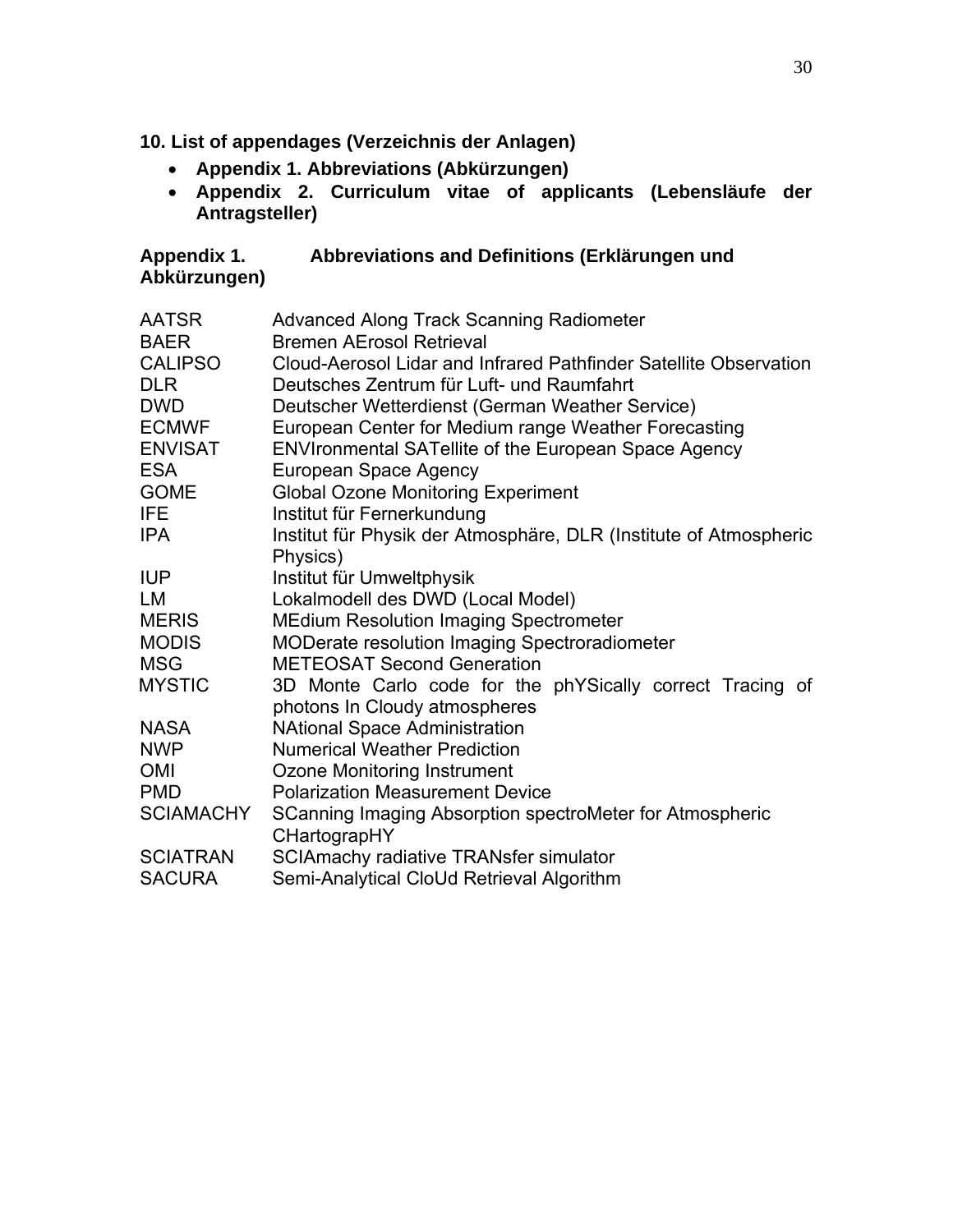## 10. List of appendages (Verzeichnis der Anlagen)

- **Appendix 1. Abbreviations (Abkürzungen)**
- **Appendix 2. Curriculum vitae of applicants (Lebensläufe der Antragsteller)**

### Appendix 1. Abbreviations and Definitions (Erklärungen und Abkürzungen)

| | |
|---|---|
| AATSR | Advanced Along Track Scanning Radiometer |
| BAER | Bremen AErosol Retrieval |
| CALIPSO | Cloud-Aerosol Lidar and Infrared Pathfinder Satellite Observation |
| DLR | Deutsches Zentrum für Luft- und Raumfahrt |
| DWD | Deutscher Wetterdienst (German Weather Service) |
| ECMWF | European Center for Medium range Weather Forecasting |
| ENVISAT | ENVIronmental SATellite of the European Space Agency |
| ESA | European Space Agency |
| GOME | Global Ozone Monitoring Experiment |
| IFE | Institut für Fernerkundung |
| IPA | Institut für Physik der Atmosphäre, DLR (Institute of Atmospheric Physics) |
| IUP | Institut für Umweltphysik |
| LM | Lokalmodell des DWD (Local Model) |
| MERIS | MEdium Resolution Imaging Spectrometer |
| MODIS | MODerate resolution Imaging Spectroradiometer |
| MSG | METEOSAT Second Generation |
| MYSTIC | 3D Monte Carlo code for the phYSically correct Tracing of photons In Cloudy atmospheres |
| NASA | NAtional Space Administration |
| NWP | Numerical Weather Prediction |
| OMI | Ozone Monitoring Instrument |
| PMD | Polarization Measurement Device |
| SCIAMACHY | SCanning Imaging Absorption spectroMeter for Atmospheric CHartograpHY |
| SCIATRAN | SCIAmachy radiative TRANsfer simulator |
| SACURA | Semi-Analytical CloUd Retrieval Algorithm |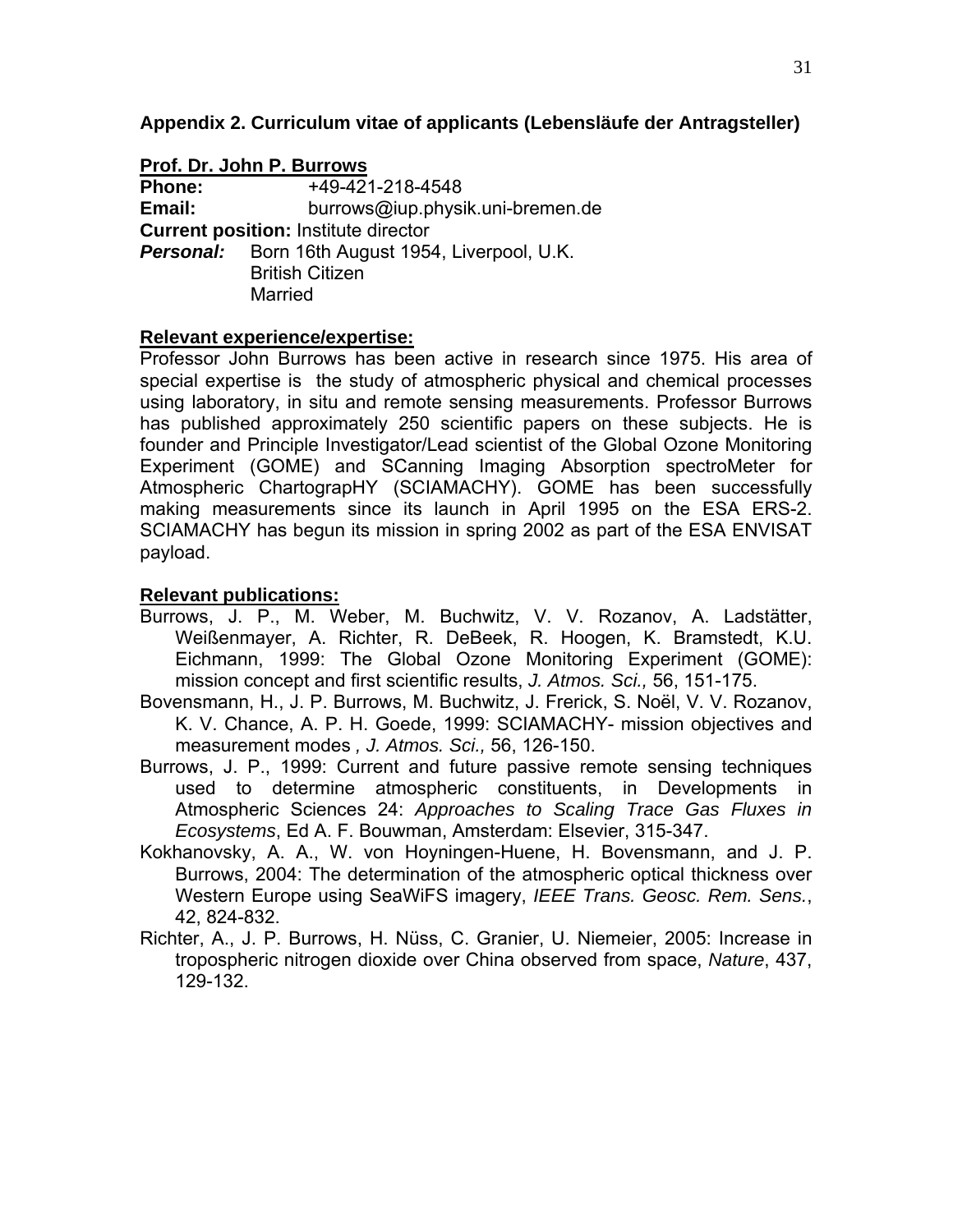## Appendix 2. Curriculum vitae of applicants (Lebensläufe der Antragsteller)

**Prof. Dr. John P. Burrows**

**Phone:** +49-421-218-4548
**Email:** burrows@iup.physik.uni-bremen.de
**Current position:** Institute director
***Personal:*** Born 16th August 1954, Liverpool, U.K.
British Citizen
Married

**Relevant experience/expertise:**

Professor John Burrows has been active in research since 1975. His area of special expertise is the study of atmospheric physical and chemical processes using laboratory, in situ and remote sensing measurements. Professor Burrows has published approximately 250 scientific papers on these subjects. He is founder and Principle Investigator/Lead scientist of the Global Ozone Monitoring Experiment (GOME) and SCanning Imaging Absorption spectroMeter for Atmospheric ChartograpHY (SCIAMACHY). GOME has been successfully making measurements since its launch in April 1995 on the ESA ERS-2. SCIAMACHY has begun its mission in spring 2002 as part of the ESA ENVISAT payload.

**Relevant publications:**

Burrows, J. P., M. Weber, M. Buchwitz, V. V. Rozanov, A. Ladstätter, Weißenmayer, A. Richter, R. DeBeek, R. Hoogen, K. Bramstedt, K.U. Eichmann, 1999: The Global Ozone Monitoring Experiment (GOME): mission concept and first scientific results, *J. Atmos. Sci.,* 56, 151-175.

Bovensmann, H., J. P. Burrows, M. Buchwitz, J. Frerick, S. Noël, V. V. Rozanov, K. V. Chance, A. P. H. Goede, 1999: SCIAMACHY- mission objectives and measurement modes *, J. Atmos. Sci.,* 56, 126-150.

Burrows, J. P., 1999: Current and future passive remote sensing techniques used to determine atmospheric constituents, in Developments in Atmospheric Sciences 24: *Approaches to Scaling Trace Gas Fluxes in Ecosystems*, Ed A. F. Bouwman, Amsterdam: Elsevier, 315-347.

Kokhanovsky, A. A., W. von Hoyningen-Huene, H. Bovensmann, and J. P. Burrows, 2004: The determination of the atmospheric optical thickness over Western Europe using SeaWiFS imagery, *IEEE Trans. Geosc. Rem. Sens.*, 42, 824-832.

Richter, A., J. P. Burrows, H. Nüss, C. Granier, U. Niemeier, 2005: Increase in tropospheric nitrogen dioxide over China observed from space, *Nature*, 437, 129-132.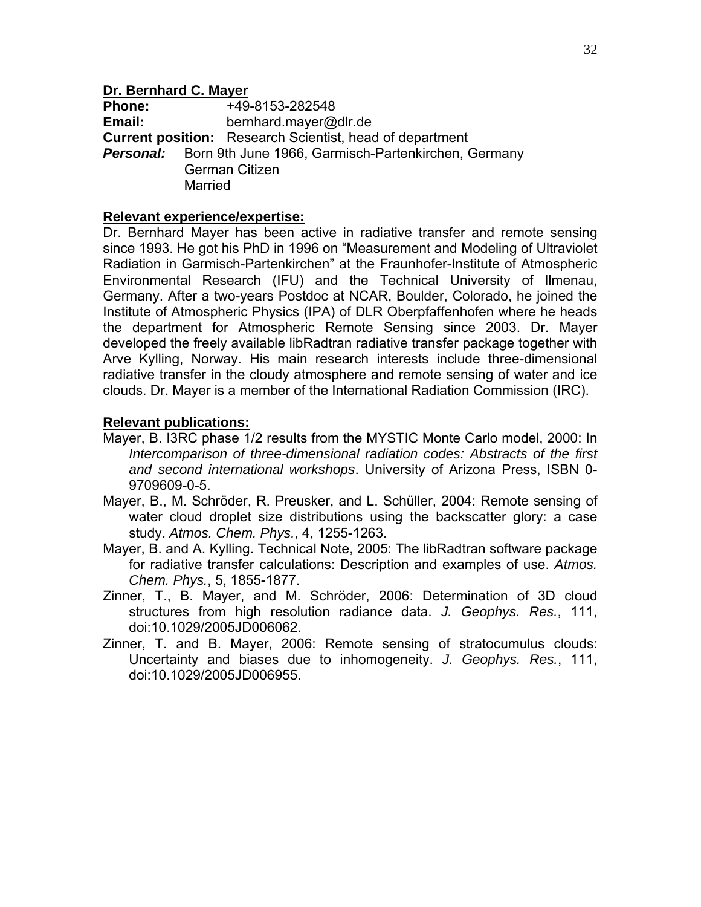**Dr. Bernhard C. Mayer**

**Phone:** +49-8153-282548
**Email:** bernhard.mayer@dlr.de
**Current position:** Research Scientist, head of department
***Personal:*** Born 9th June 1966, Garmisch-Partenkirchen, Germany
German Citizen
Married

**Relevant experience/expertise:**

Dr. Bernhard Mayer has been active in radiative transfer and remote sensing since 1993. He got his PhD in 1996 on "Measurement and Modeling of Ultraviolet Radiation in Garmisch-Partenkirchen" at the Fraunhofer-Institute of Atmospheric Environmental Research (IFU) and the Technical University of Ilmenau, Germany. After a two-years Postdoc at NCAR, Boulder, Colorado, he joined the Institute of Atmospheric Physics (IPA) of DLR Oberpfaffenhofen where he heads the department for Atmospheric Remote Sensing since 2003. Dr. Mayer developed the freely available libRadtran radiative transfer package together with Arve Kylling, Norway. His main research interests include three-dimensional radiative transfer in the cloudy atmosphere and remote sensing of water and ice clouds. Dr. Mayer is a member of the International Radiation Commission (IRC).

**Relevant publications:**

- Mayer, B. I3RC phase 1/2 results from the MYSTIC Monte Carlo model, 2000: In *Intercomparison of three-dimensional radiation codes: Abstracts of the first and second international workshops*. University of Arizona Press, ISBN 0-9709609-0-5.
- Mayer, B., M. Schröder, R. Preusker, and L. Schüller, 2004: Remote sensing of water cloud droplet size distributions using the backscatter glory: a case study. *Atmos. Chem. Phys.*, 4, 1255-1263.
- Mayer, B. and A. Kylling. Technical Note, 2005: The libRadtran software package for radiative transfer calculations: Description and examples of use. *Atmos. Chem. Phys.*, 5, 1855-1877.
- Zinner, T., B. Mayer, and M. Schröder, 2006: Determination of 3D cloud structures from high resolution radiance data. *J. Geophys. Res.*, 111, doi:10.1029/2005JD006062.
- Zinner, T. and B. Mayer, 2006: Remote sensing of stratocumulus clouds: Uncertainty and biases due to inhomogeneity. *J. Geophys. Res.*, 111, doi:10.1029/2005JD006955.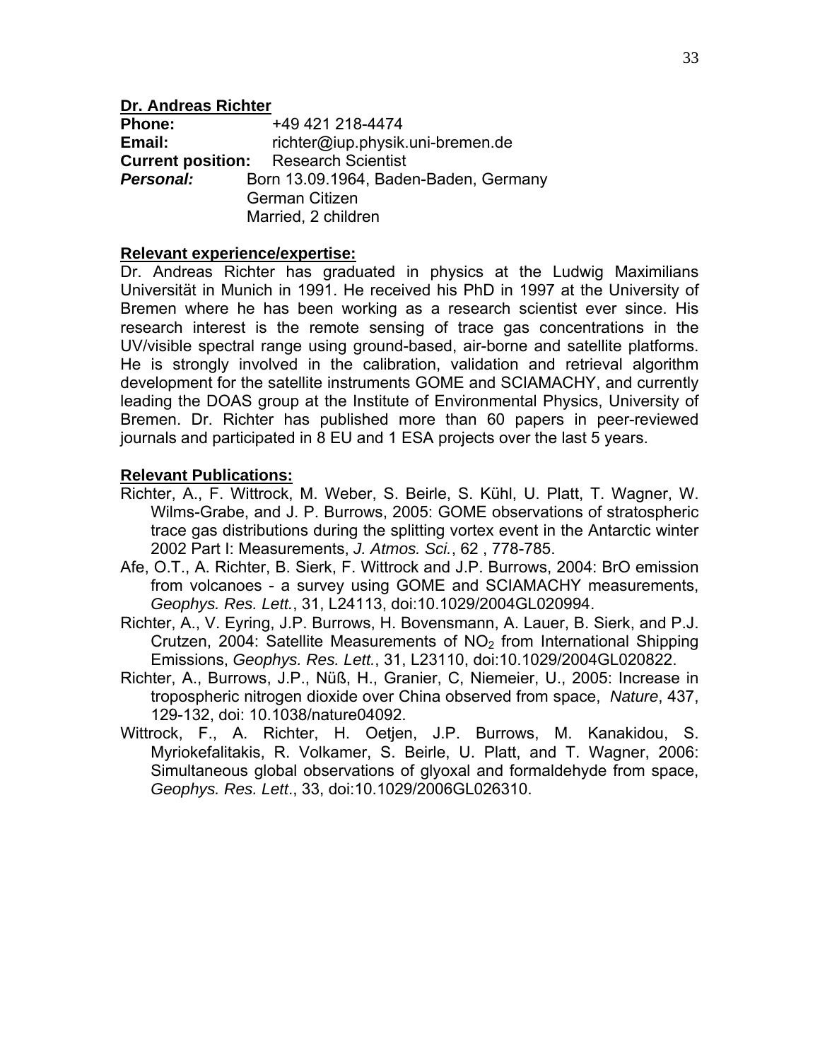**Dr. Andreas Richter**

**Phone:** +49 421 218-4474
**Email:** richter@iup.physik.uni-bremen.de
**Current position:** Research Scientist
***Personal:*** Born 13.09.1964, Baden-Baden, Germany
German Citizen
Married, 2 children

**Relevant experience/expertise:**

Dr. Andreas Richter has graduated in physics at the Ludwig Maximilians Universität in Munich in 1991. He received his PhD in 1997 at the University of Bremen where he has been working as a research scientist ever since. His research interest is the remote sensing of trace gas concentrations in the UV/visible spectral range using ground-based, air-borne and satellite platforms. He is strongly involved in the calibration, validation and retrieval algorithm development for the satellite instruments GOME and SCIAMACHY, and currently leading the DOAS group at the Institute of Environmental Physics, University of Bremen. Dr. Richter has published more than 60 papers in peer-reviewed journals and participated in 8 EU and 1 ESA projects over the last 5 years.

**Relevant Publications:**

Richter, A., F. Wittrock, M. Weber, S. Beirle, S. Kühl, U. Platt, T. Wagner, W. Wilms-Grabe, and J. P. Burrows, 2005: GOME observations of stratospheric trace gas distributions during the splitting vortex event in the Antarctic winter 2002 Part I: Measurements, *J. Atmos. Sci.*, 62 , 778-785.

Afe, O.T., A. Richter, B. Sierk, F. Wittrock and J.P. Burrows, 2004: BrO emission from volcanoes - a survey using GOME and SCIAMACHY measurements, *Geophys. Res. Lett.*, 31, L24113, doi:10.1029/2004GL020994.

Richter, A., V. Eyring, J.P. Burrows, H. Bovensmann, A. Lauer, B. Sierk, and P.J. Crutzen, 2004: Satellite Measurements of $NO_2$ from International Shipping Emissions, *Geophys. Res. Lett.*, 31, L23110, doi:10.1029/2004GL020822.

Richter, A., Burrows, J.P., Nüß, H., Granier, C, Niemeier, U., 2005: Increase in tropospheric nitrogen dioxide over China observed from space, *Nature*, 437, 129-132, doi: 10.1038/nature04092.

Wittrock, F., A. Richter, H. Oetjen, J.P. Burrows, M. Kanakidou, S. Myriokefalitakis, R. Volkamer, S. Beirle, U. Platt, and T. Wagner, 2006: Simultaneous global observations of glyoxal and formaldehyde from space, *Geophys. Res. Lett*., 33, doi:10.1029/2006GL026310.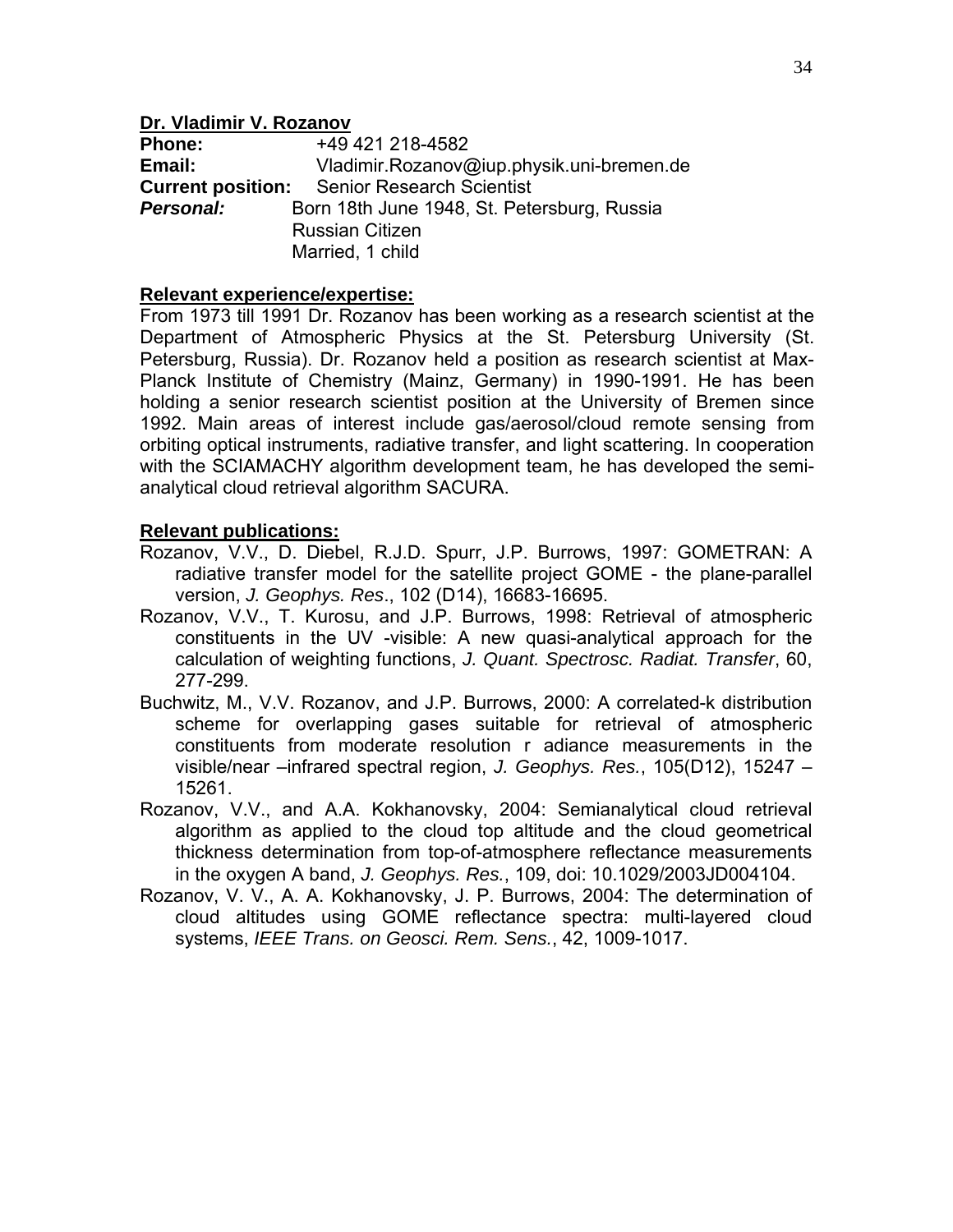**Dr. Vladimir V. Rozanov**

**Phone:** +49 421 218-4582
**Email:** Vladimir.Rozanov@iup.physik.uni-bremen.de
**Current position:** Senior Research Scientist
***Personal:*** Born 18th June 1948, St. Petersburg, Russia
Russian Citizen
Married, 1 child

**Relevant experience/expertise:**

From 1973 till 1991 Dr. Rozanov has been working as a research scientist at the Department of Atmospheric Physics at the St. Petersburg University (St. Petersburg, Russia). Dr. Rozanov held a position as research scientist at Max-Planck Institute of Chemistry (Mainz, Germany) in 1990-1991. He has been holding a senior research scientist position at the University of Bremen since 1992. Main areas of interest include gas/aerosol/cloud remote sensing from orbiting optical instruments, radiative transfer, and light scattering. In cooperation with the SCIAMACHY algorithm development team, he has developed the semi-analytical cloud retrieval algorithm SACURA.

**Relevant publications:**

Rozanov, V.V., D. Diebel, R.J.D. Spurr, J.P. Burrows, 1997: GOMETRAN: A radiative transfer model for the satellite project GOME - the plane-parallel version, *J. Geophys. Res*., 102 (D14), 16683-16695.

Rozanov, V.V., T. Kurosu, and J.P. Burrows, 1998: Retrieval of atmospheric constituents in the UV -visible: A new quasi-analytical approach for the calculation of weighting functions, *J. Quant. Spectrosc. Radiat. Transfer*, 60, 277-299.

Buchwitz, M., V.V. Rozanov, and J.P. Burrows, 2000: A correlated-k distribution scheme for overlapping gases suitable for retrieval of atmospheric constituents from moderate resolution r adiance measurements in the visible/near –infrared spectral region, *J. Geophys. Res.*, 105(D12), 15247 – 15261.

Rozanov, V.V., and A.A. Kokhanovsky, 2004: Semianalytical cloud retrieval algorithm as applied to the cloud top altitude and the cloud geometrical thickness determination from top-of-atmosphere reflectance measurements in the oxygen A band, *J. Geophys. Res.*, 109, doi: 10.1029/2003JD004104.

Rozanov, V. V., A. A. Kokhanovsky, J. P. Burrows, 2004: The determination of cloud altitudes using GOME reflectance spectra: multi-layered cloud systems, *IEEE Trans. on Geosci. Rem. Sens.*, 42, 1009-1017.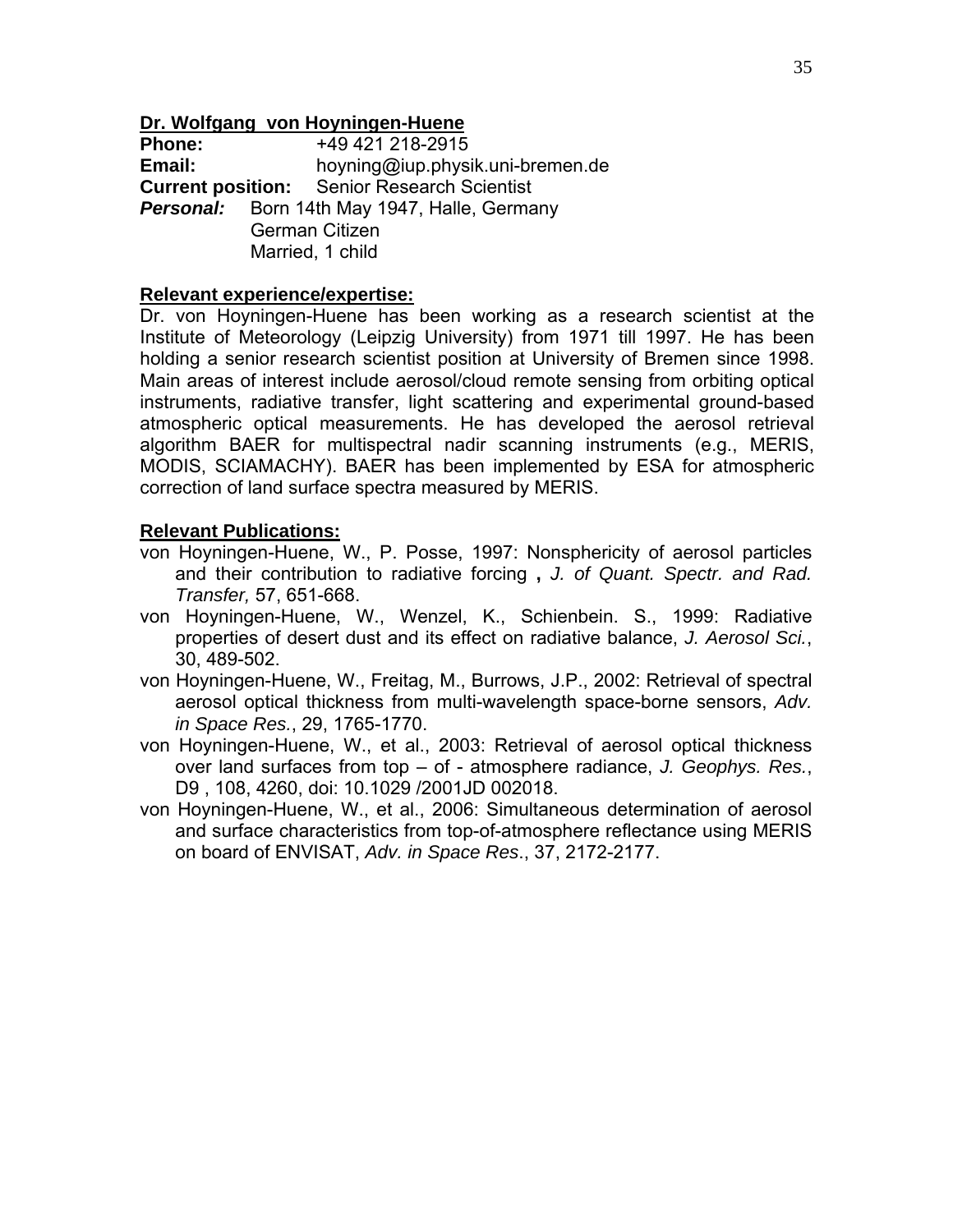**Dr. Wolfgang von Hoyningen-Huene**

**Phone:** +49 421 218-2915
**Email:** hoyning@iup.physik.uni-bremen.de
**Current position:** Senior Research Scientist
***Personal:*** Born 14th May 1947, Halle, Germany
German Citizen
Married, 1 child

**Relevant experience/expertise:**

Dr. von Hoyningen-Huene has been working as a research scientist at the Institute of Meteorology (Leipzig University) from 1971 till 1997. He has been holding a senior research scientist position at University of Bremen since 1998. Main areas of interest include aerosol/cloud remote sensing from orbiting optical instruments, radiative transfer, light scattering and experimental ground-based atmospheric optical measurements. He has developed the aerosol retrieval algorithm BAER for multispectral nadir scanning instruments (e.g., MERIS, MODIS, SCIAMACHY). BAER has been implemented by ESA for atmospheric correction of land surface spectra measured by MERIS.

**Relevant Publications:**

von Hoyningen-Huene, W., P. Posse, 1997: Nonsphericity of aerosol particles and their contribution to radiative forcing **,** *J. of Quant. Spectr. and Rad. Transfer,* 57, 651-668.

von Hoyningen-Huene, W., Wenzel, K., Schienbein. S., 1999: Radiative properties of desert dust and its effect on radiative balance, *J. Aerosol Sci.*, 30, 489-502.

von Hoyningen-Huene, W., Freitag, M., Burrows, J.P., 2002: Retrieval of spectral aerosol optical thickness from multi-wavelength space-borne sensors, *Adv. in Space Res.*, 29, 1765-1770.

von Hoyningen-Huene, W., et al., 2003: Retrieval of aerosol optical thickness over land surfaces from top – of - atmosphere radiance, *J. Geophys. Res.*, D9 , 108, 4260, doi: 10.1029 /2001JD 002018.

von Hoyningen-Huene, W., et al., 2006: Simultaneous determination of aerosol and surface characteristics from top-of-atmosphere reflectance using MERIS on board of ENVISAT, *Adv. in Space Res*., 37, 2172-2177.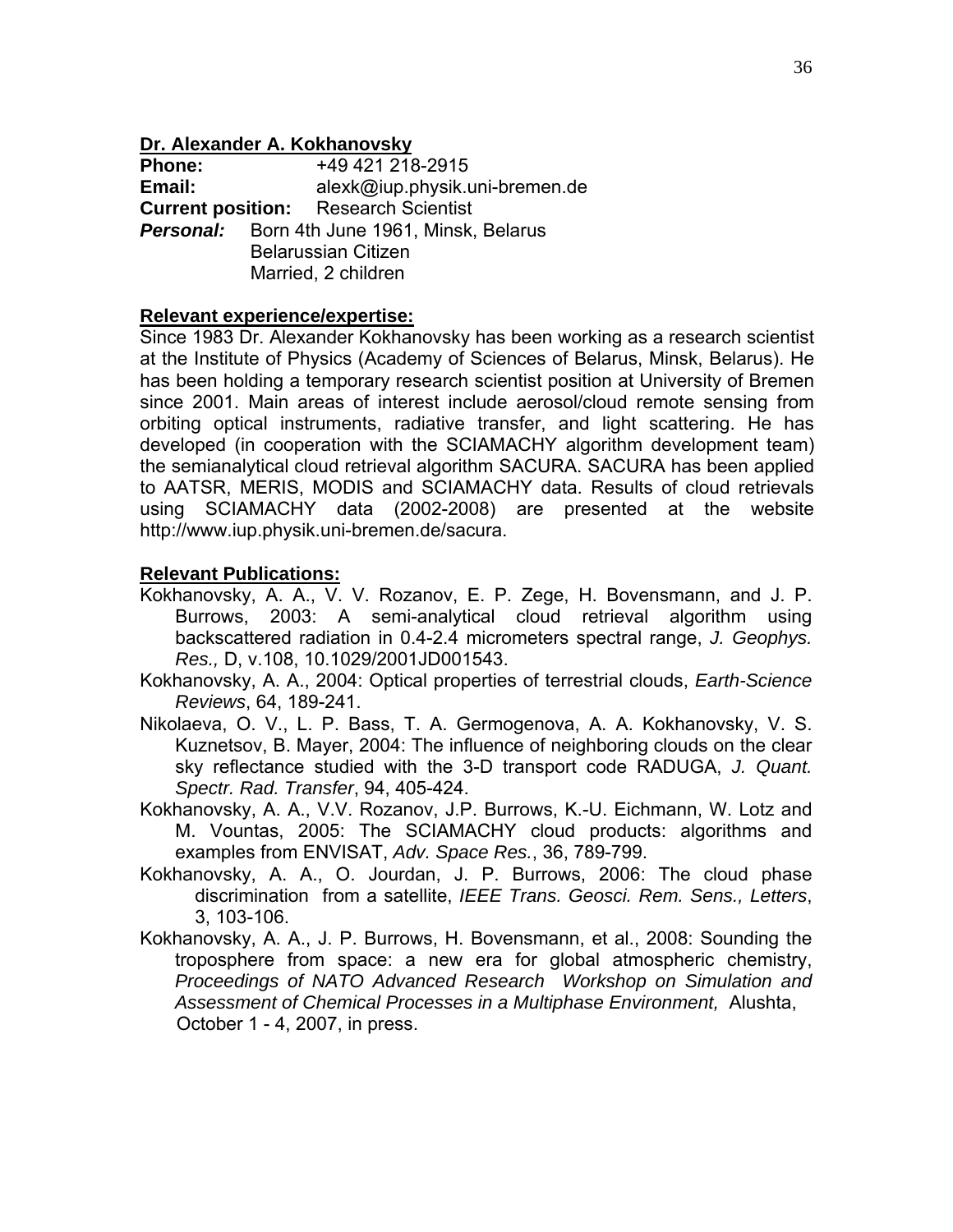**Dr. Alexander A. Kokhanovsky**

**Phone:** +49 421 218-2915
**Email:** alexk@iup.physik.uni-bremen.de
**Current position:** Research Scientist
***Personal:*** Born 4th June 1961, Minsk, Belarus
Belarussian Citizen
Married, 2 children

**Relevant experience/expertise:**

Since 1983 Dr. Alexander Kokhanovsky has been working as a research scientist at the Institute of Physics (Academy of Sciences of Belarus, Minsk, Belarus). He has been holding a temporary research scientist position at University of Bremen since 2001. Main areas of interest include aerosol/cloud remote sensing from orbiting optical instruments, radiative transfer, and light scattering. He has developed (in cooperation with the SCIAMACHY algorithm development team) the semianalytical cloud retrieval algorithm SACURA. SACURA has been applied to AATSR, MERIS, MODIS and SCIAMACHY data. Results of cloud retrievals using SCIAMACHY data (2002-2008) are presented at the website http://www.iup.physik.uni-bremen.de/sacura.

**Relevant Publications:**

Kokhanovsky, A. A., V. V. Rozanov, E. P. Zege, H. Bovensmann, and J. P. Burrows, 2003: A semi-analytical cloud retrieval algorithm using backscattered radiation in 0.4-2.4 micrometers spectral range, *J. Geophys. Res.,* D, v.108, 10.1029/2001JD001543.

Kokhanovsky, A. A., 2004: Optical properties of terrestrial clouds, *Earth-Science Reviews*, 64, 189-241.

Nikolaeva, O. V., L. P. Bass, T. A. Germogenova, A. A. Kokhanovsky, V. S. Kuznetsov, B. Mayer, 2004: The influence of neighboring clouds on the clear sky reflectance studied with the 3-D transport code RADUGA, *J. Quant. Spectr. Rad. Transfer*, 94, 405-424.

Kokhanovsky, A. A., V.V. Rozanov, J.P. Burrows, K.-U. Eichmann, W. Lotz and M. Vountas, 2005: The SCIAMACHY cloud products: algorithms and examples from ENVISAT, *Adv. Space Res.*, 36, 789-799.

Kokhanovsky, A. A., O. Jourdan, J. P. Burrows, 2006: The cloud phase discrimination from a satellite, *IEEE Trans. Geosci. Rem. Sens., Letters*, 3, 103-106.

Kokhanovsky, A. A., J. P. Burrows, H. Bovensmann, et al., 2008: Sounding the troposphere from space: a new era for global atmospheric chemistry, *Proceedings of NATO Advanced Research Workshop on Simulation and Assessment of Chemical Processes in a Multiphase Environment,* Alushta, October 1 - 4, 2007, in press.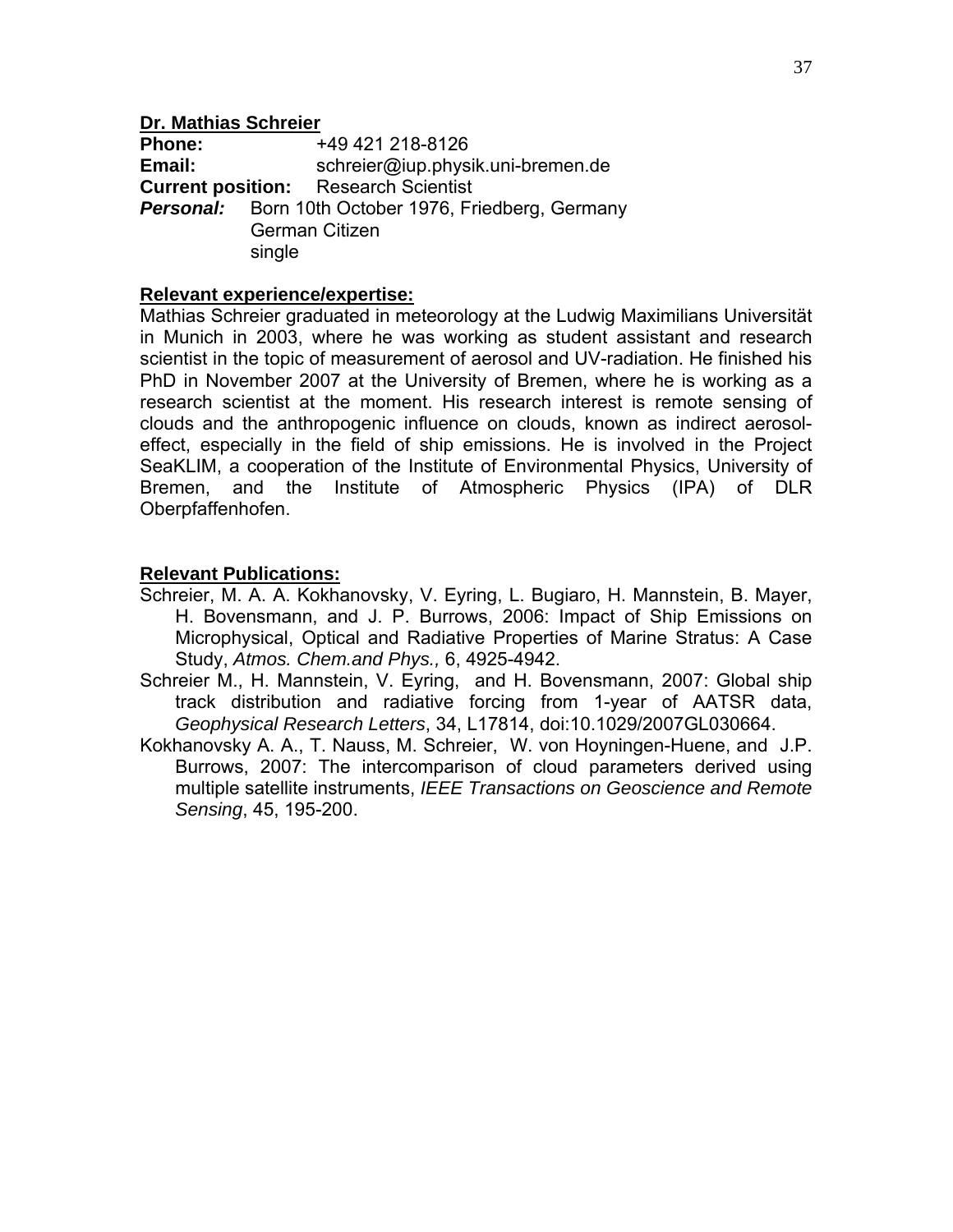**Dr. Mathias Schreier**

**Phone:** +49 421 218-8126
**Email:** schreier@iup.physik.uni-bremen.de
**Current position:** Research Scientist
***Personal:*** Born 10th October 1976, Friedberg, Germany
German Citizen
single

**Relevant experience/expertise:**

Mathias Schreier graduated in meteorology at the Ludwig Maximilians Universität in Munich in 2003, where he was working as student assistant and research scientist in the topic of measurement of aerosol and UV-radiation. He finished his PhD in November 2007 at the University of Bremen, where he is working as a research scientist at the moment. His research interest is remote sensing of clouds and the anthropogenic influence on clouds, known as indirect aerosol-effect, especially in the field of ship emissions. He is involved in the Project SeaKLIM, a cooperation of the Institute of Environmental Physics, University of Bremen, and the Institute of Atmospheric Physics (IPA) of DLR Oberpfaffenhofen.

**Relevant Publications:**

Schreier, M. A. A. Kokhanovsky, V. Eyring, L. Bugiaro, H. Mannstein, B. Mayer, H. Bovensmann, and J. P. Burrows, 2006: Impact of Ship Emissions on Microphysical, Optical and Radiative Properties of Marine Stratus: A Case Study, *Atmos. Chem.and Phys.,* 6, 4925-4942.

Schreier M., H. Mannstein, V. Eyring, and H. Bovensmann, 2007: Global ship track distribution and radiative forcing from 1-year of AATSR data, *Geophysical Research Letters*, 34, L17814, doi:10.1029/2007GL030664.

Kokhanovsky A. A., T. Nauss, M. Schreier, W. von Hoyningen-Huene, and J.P. Burrows, 2007: The intercomparison of cloud parameters derived using multiple satellite instruments, *IEEE Transactions on Geoscience and Remote Sensing*, 45, 195-200.